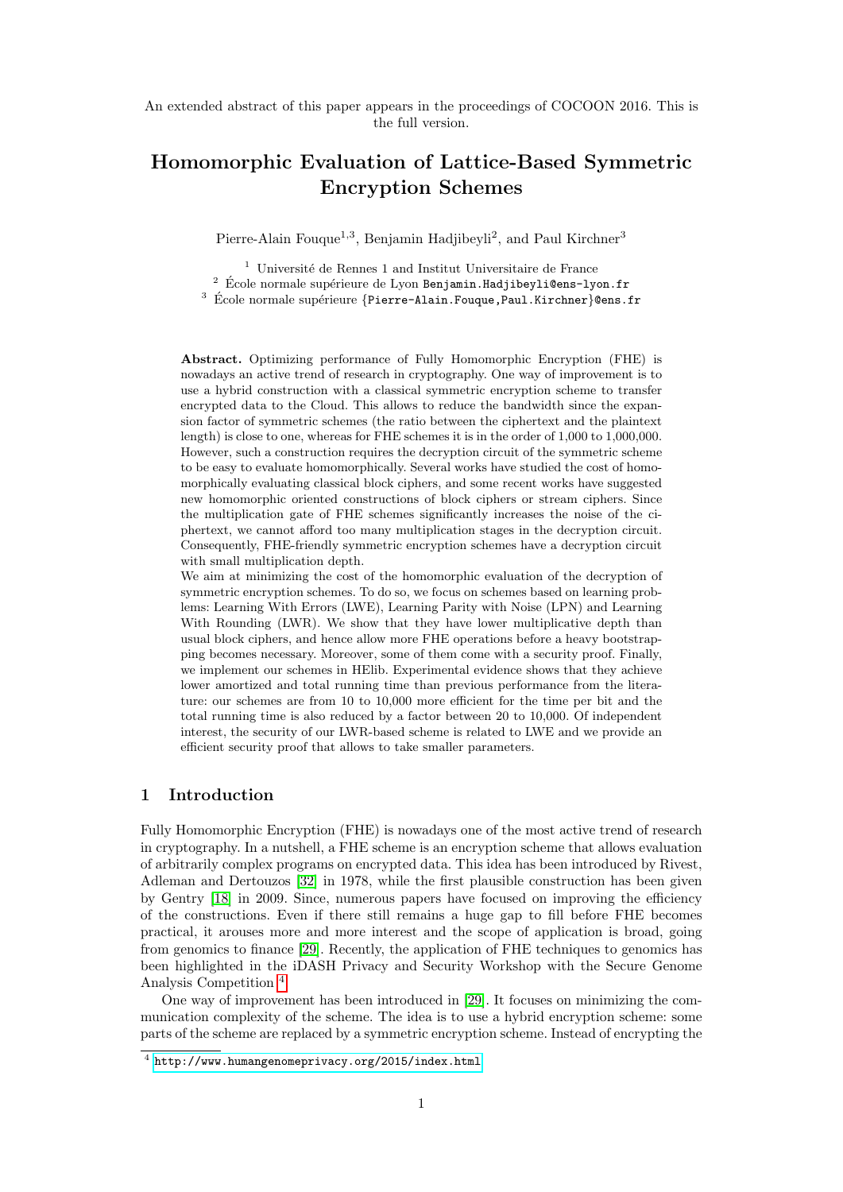An extended abstract of this paper appears in the proceedings of COCOON 2016. This is the full version.

# Homomorphic Evaluation of Lattice-Based Symmetric Encryption Schemes

Pierre-Alain Fouque[1,3], Benjamin Hadjibeyli[2], and Paul Kirchner[3]

[1] Université de Rennes 1 and Institut Universitaire de France
[2] École normale supérieure de Lyon Benjamin.Hadjibeyli@ens-lyon.fr
[3] École normale supérieure {Pierre-Alain.Fouque,Paul.Kirchner}@ens.fr

**Abstract.** Optimizing performance of Fully Homomorphic Encryption (FHE) is nowadays an active trend of research in cryptography. One way of improvement is to use a hybrid construction with a classical symmetric encryption scheme to transfer encrypted data to the Cloud. This allows to reduce the bandwidth since the expansion factor of symmetric schemes (the ratio between the ciphertext and the plaintext length) is close to one, whereas for FHE schemes it is in the order of 1,000 to 1,000,000. However, such a construction requires the decryption circuit of the symmetric scheme to be easy to evaluate homomorphically. Several works have studied the cost of homomorphically evaluating classical block ciphers, and some recent works have suggested new homomorphic oriented constructions of block ciphers or stream ciphers. Since the multiplication gate of FHE schemes significantly increases the noise of the ciphertext, we cannot afford too many multiplication stages in the decryption circuit. Consequently, FHE-friendly symmetric encryption schemes have a decryption circuit with small multiplication depth.

We aim at minimizing the cost of the homomorphic evaluation of the decryption of symmetric encryption schemes. To do so, we focus on schemes based on learning problems: Learning With Errors (LWE), Learning Parity with Noise (LPN) and Learning With Rounding (LWR). We show that they have lower multiplicative depth than usual block ciphers, and hence allow more FHE operations before a heavy bootstrapping becomes necessary. Moreover, some of them come with a security proof. Finally, we implement our schemes in HElib. Experimental evidence shows that they achieve lower amortized and total running time than previous performance from the literature: our schemes are from 10 to 10,000 more efficient for the time per bit and the total running time is also reduced by a factor between 20 to 10,000. Of independent interest, the security of our LWR-based scheme is related to LWE and we provide an efficient security proof that allows to take smaller parameters.

## 1 Introduction

Fully Homomorphic Encryption (FHE) is nowadays one of the most active trend of research in cryptography. In a nutshell, a FHE scheme is an encryption scheme that allows evaluation of arbitrarily complex programs on encrypted data. This idea has been introduced by Rivest, Adleman and Dertouzos [32] in 1978, while the first plausible construction has been given by Gentry [18] in 2009. Since, numerous papers have focused on improving the efficiency of the constructions. Even if there still remains a huge gap to fill before FHE becomes practical, it arouses more and more interest and the scope of application is broad, going from genomics to finance [29]. Recently, the application of FHE techniques to genomics has been highlighted in the iDASH Privacy and Security Workshop with the Secure Genome Analysis Competition [4].

One way of improvement has been introduced in [29]. It focuses on minimizing the communication complexity of the scheme. The idea is to use a hybrid encryption scheme: some parts of the scheme are replaced by a symmetric encryption scheme. Instead of encrypting the

[4] http://www.humangenomeprivacy.org/2015/index.html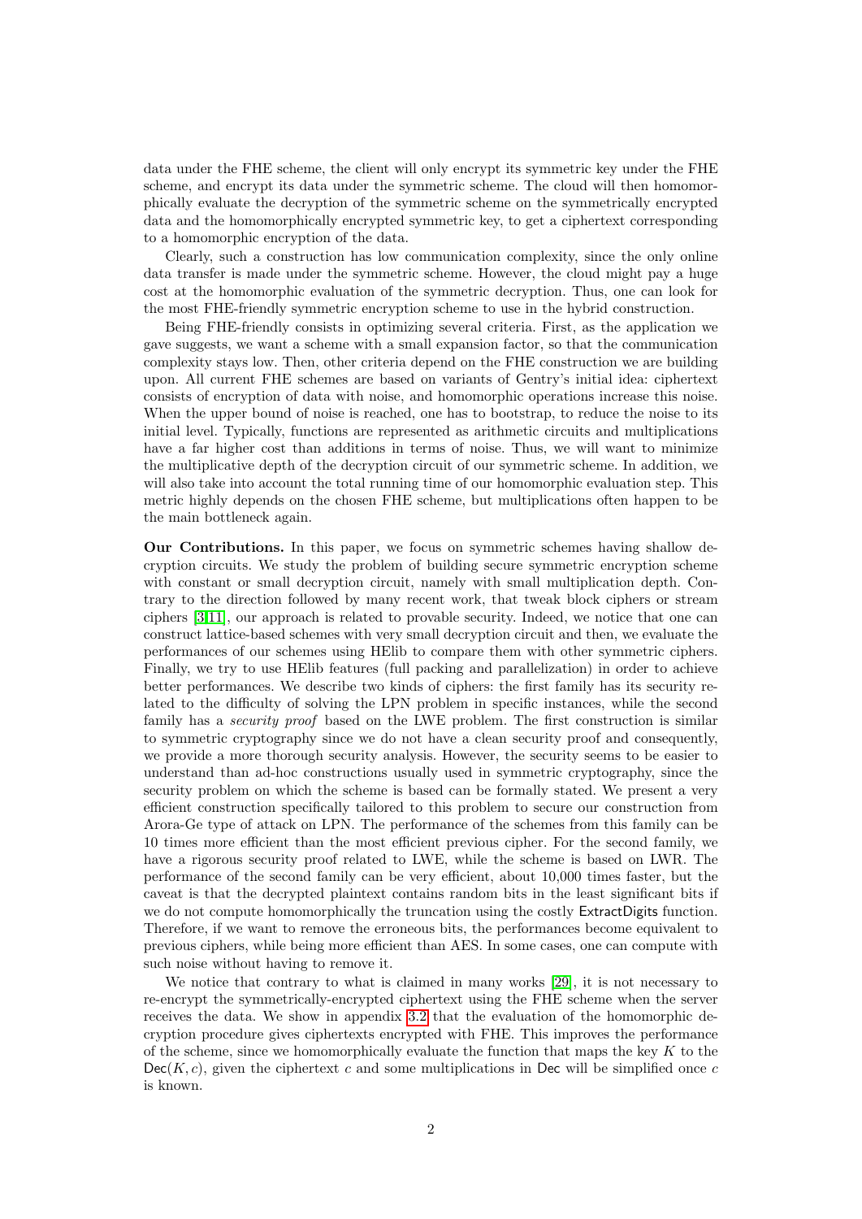data under the FHE scheme, the client will only encrypt its symmetric key under the FHE scheme, and encrypt its data under the symmetric scheme. The cloud will then homomorphically evaluate the decryption of the symmetric scheme on the symmetrically encrypted data and the homomorphically encrypted symmetric key, to get a ciphertext corresponding to a homomorphic encryption of the data.

Clearly, such a construction has low communication complexity, since the only online data transfer is made under the symmetric scheme. However, the cloud might pay a huge cost at the homomorphic evaluation of the symmetric decryption. Thus, one can look for the most FHE-friendly symmetric encryption scheme to use in the hybrid construction.

Being FHE-friendly consists in optimizing several criteria. First, as the application we gave suggests, we want a scheme with a small expansion factor, so that the communication complexity stays low. Then, other criteria depend on the FHE construction we are building upon. All current FHE schemes are based on variants of Gentry's initial idea: ciphertext consists of encryption of data with noise, and homomorphic operations increase this noise. When the upper bound of noise is reached, one has to bootstrap, to reduce the noise to its initial level. Typically, functions are represented as arithmetic circuits and multiplications have a far higher cost than additions in terms of noise. Thus, we will want to minimize the multiplicative depth of the decryption circuit of our symmetric scheme. In addition, we will also take into account the total running time of our homomorphic evaluation step. This metric highly depends on the chosen FHE scheme, but multiplications often happen to be the main bottleneck again.

**Our Contributions.** In this paper, we focus on symmetric schemes having shallow decryption circuits. We study the problem of building secure symmetric encryption scheme with constant or small decryption circuit, namely with small multiplication depth. Contrary to the direction followed by many recent work, that tweak block ciphers or stream ciphers [3,11], our approach is related to provable security. Indeed, we notice that one can construct lattice-based schemes with very small decryption circuit and then, we evaluate the performances of our schemes using HElib to compare them with other symmetric ciphers. Finally, we try to use HElib features (full packing and parallelization) in order to achieve better performances. We describe two kinds of ciphers: the first family has its security related to the difficulty of solving the LPN problem in specific instances, while the second family has a *security proof* based on the LWE problem. The first construction is similar to symmetric cryptography since we do not have a clean security proof and consequently, we provide a more thorough security analysis. However, the security seems to be easier to understand than ad-hoc constructions usually used in symmetric cryptography, since the security problem on which the scheme is based can be formally stated. We present a very efficient construction specifically tailored to this problem to secure our construction from Arora-Ge type of attack on LPN. The performance of the schemes from this family can be 10 times more efficient than the most efficient previous cipher. For the second family, we have a rigorous security proof related to LWE, while the scheme is based on LWR. The performance of the second family can be very efficient, about 10,000 times faster, but the caveat is that the decrypted plaintext contains random bits in the least significant bits if we do not compute homomorphically the truncation using the costly ExtractDigits function. Therefore, if we want to remove the erroneous bits, the performances become equivalent to previous ciphers, while being more efficient than AES. In some cases, one can compute with such noise without having to remove it.

We notice that contrary to what is claimed in many works [29], it is not necessary to re-encrypt the symmetrically-encrypted ciphertext using the FHE scheme when the server receives the data. We show in appendix 3.2 that the evaluation of the homomorphic decryption procedure gives ciphertexts encrypted with FHE. This improves the performance of the scheme, since we homomorphically evaluate the function that maps the key $K$ to the $\mathsf{Dec}(K, c)$, given the ciphertext $c$ and some multiplications in $\mathsf{Dec}$ will be simplified once $c$ is known.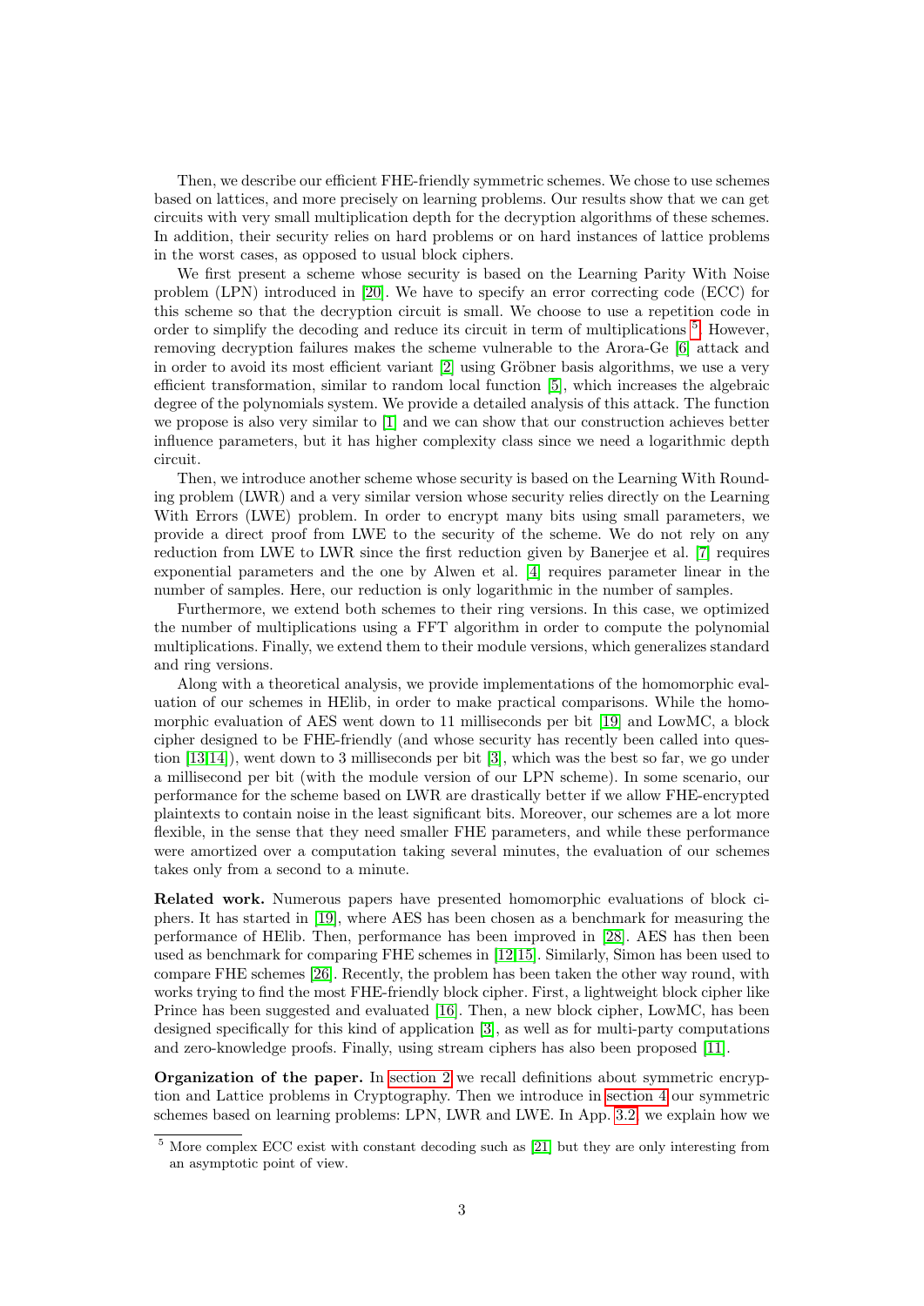Then, we describe our efficient FHE-friendly symmetric schemes. We chose to use schemes based on lattices, and more precisely on learning problems. Our results show that we can get circuits with very small multiplication depth for the decryption algorithms of these schemes. In addition, their security relies on hard problems or on hard instances of lattice problems in the worst cases, as opposed to usual block ciphers.

We first present a scheme whose security is based on the Learning Parity With Noise problem (LPN) introduced in [20]. We have to specify an error correcting code (ECC) for this scheme so that the decryption circuit is small. We choose to use a repetition code in order to simplify the decoding and reduce its circuit in term of multiplications [5]. However, removing decryption failures makes the scheme vulnerable to the Arora-Ge [6] attack and in order to avoid its most efficient variant [2] using Gröbner basis algorithms, we use a very efficient transformation, similar to random local function [5], which increases the algebraic degree of the polynomials system. We provide a detailed analysis of this attack. The function we propose is also very similar to [1] and we can show that our construction achieves better influence parameters, but it has higher complexity class since we need a logarithmic depth circuit.

Then, we introduce another scheme whose security is based on the Learning With Rounding problem (LWR) and a very similar version whose security relies directly on the Learning With Errors (LWE) problem. In order to encrypt many bits using small parameters, we provide a direct proof from LWE to the security of the scheme. We do not rely on any reduction from LWE to LWR since the first reduction given by Banerjee et al. [7] requires exponential parameters and the one by Alwen et al. [4] requires parameter linear in the number of samples. Here, our reduction is only logarithmic in the number of samples.

Furthermore, we extend both schemes to their ring versions. In this case, we optimized the number of multiplications using a FFT algorithm in order to compute the polynomial multiplications. Finally, we extend them to their module versions, which generalizes standard and ring versions.

Along with a theoretical analysis, we provide implementations of the homomorphic evaluation of our schemes in HElib, in order to make practical comparisons. While the homomorphic evaluation of AES went down to 11 milliseconds per bit [19] and LowMC, a block cipher designed to be FHE-friendly (and whose security has recently been called into question [13,14]), went down to 3 milliseconds per bit [3], which was the best so far, we go under a millisecond per bit (with the module version of our LPN scheme). In some scenario, our performance for the scheme based on LWR are drastically better if we allow FHE-encrypted plaintexts to contain noise in the least significant bits. Moreover, our schemes are a lot more flexible, in the sense that they need smaller FHE parameters, and while these performance were amortized over a computation taking several minutes, the evaluation of our schemes takes only from a second to a minute.

**Related work.** Numerous papers have presented homomorphic evaluations of block ciphers. It has started in [19], where AES has been chosen as a benchmark for measuring the performance of HElib. Then, performance has been improved in [28]. AES has then been used as benchmark for comparing FHE schemes in [12,15]. Similarly, Simon has been used to compare FHE schemes [26]. Recently, the problem has been taken the other way round, with works trying to find the most FHE-friendly block cipher. First, a lightweight block cipher like Prince has been suggested and evaluated [16]. Then, a new block cipher, LowMC, has been designed specifically for this kind of application [3], as well as for multi-party computations and zero-knowledge proofs. Finally, using stream ciphers has also been proposed [11].

**Organization of the paper.** In section 2 we recall definitions about symmetric encryption and Lattice problems in Cryptography. Then we introduce in section 4 our symmetric schemes based on learning problems: LPN, LWR and LWE. In App. 3.2, we explain how we

[5] More complex ECC exist with constant decoding such as [21] but they are only interesting from an asymptotic point of view.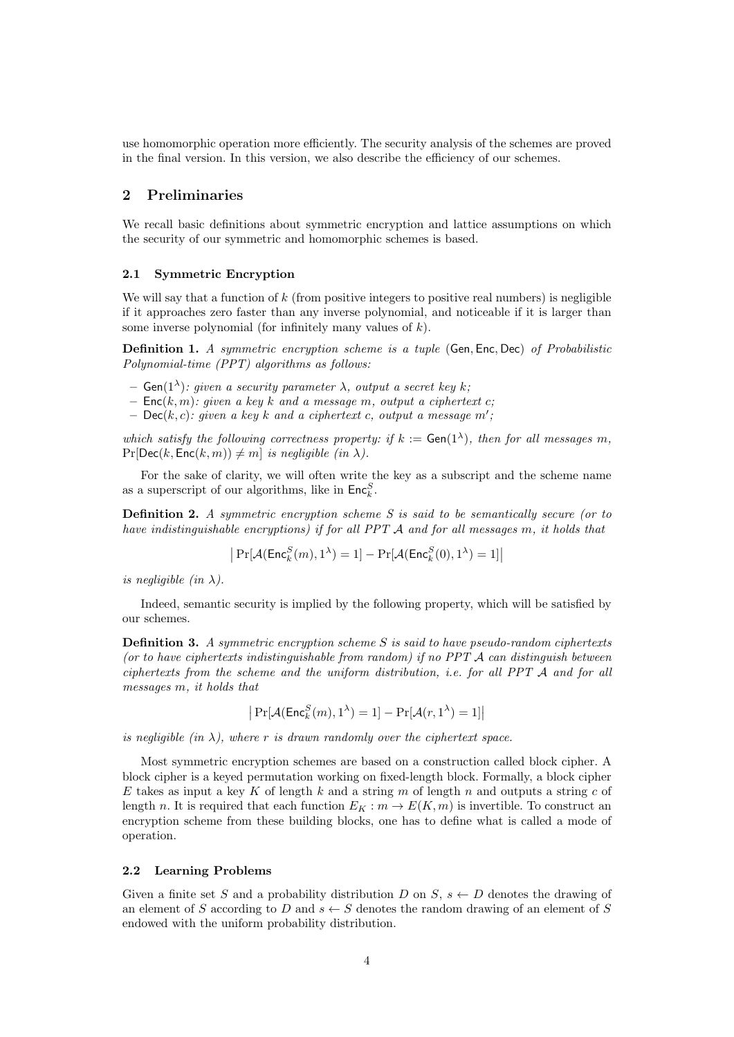use homomorphic operation more efficiently. The security analysis of the schemes are proved in the final version. In this version, we also describe the efficiency of our schemes.

## 2 Preliminaries

We recall basic definitions about symmetric encryption and lattice assumptions on which the security of our symmetric and homomorphic schemes is based.

### 2.1 Symmetric Encryption

We will say that a function of $k$ (from positive integers to positive real numbers) is negligible if it approaches zero faster than any inverse polynomial, and noticeable if it is larger than some inverse polynomial (for infinitely many values of $k$).

**Definition 1.** *A symmetric encryption scheme is a tuple* $(\mathsf{Gen}, \mathsf{Enc}, \mathsf{Dec})$ *of Probabilistic Polynomial-time (PPT) algorithms as follows:*

- $\mathsf{Gen}(1^\lambda)$*: given a security parameter* $\lambda$*, output a secret key* $k$*;*
- $\mathsf{Enc}(k, m)$*: given a key* $k$ *and a message* $m$*, output a ciphertext* $c$*;*
- $\mathsf{Dec}(k, c)$*: given a key* $k$ *and a ciphertext* $c$*, output a message* $m'$*;*

*which satisfy the following correctness property: if* $k := \mathsf{Gen}(1^\lambda)$*, then for all messages* $m$*,* $\Pr[\mathsf{Dec}(k, \mathsf{Enc}(k, m)) \neq m]$ *is negligible (in* $\lambda$*).*

For the sake of clarity, we will often write the key as a subscript and the scheme name as a superscript of our algorithms, like in $\mathsf{Enc}_k^S$.

**Definition 2.** *A symmetric encryption scheme* $S$ *is said to be semantically secure (or to have indistinguishable encryptions) if for all PPT* $\mathcal{A}$ *and for all messages* $m$*, it holds that*

$$\left|\Pr[\mathcal{A}(\mathsf{Enc}_k^S(m), 1^\lambda) = 1] - \Pr[\mathcal{A}(\mathsf{Enc}_k^S(0), 1^\lambda) = 1]\right|$$

*is negligible (in* $\lambda$*).*

Indeed, semantic security is implied by the following property, which will be satisfied by our schemes.

**Definition 3.** *A symmetric encryption scheme* $S$ *is said to have pseudo-random ciphertexts (or to have ciphertexts indistinguishable from random) if no PPT* $\mathcal{A}$ *can distinguish between ciphertexts from the scheme and the uniform distribution, i.e. for all PPT* $\mathcal{A}$ *and for all messages* $m$*, it holds that*

$$\left|\Pr[\mathcal{A}(\mathsf{Enc}_k^S(m), 1^\lambda) = 1] - \Pr[\mathcal{A}(r, 1^\lambda) = 1]\right|$$

*is negligible (in* $\lambda$*), where* $r$ *is drawn randomly over the ciphertext space.*

Most symmetric encryption schemes are based on a construction called block cipher. A block cipher is a keyed permutation working on fixed-length block. Formally, a block cipher $E$ takes as input a key $K$ of length $k$ and a string $m$ of length $n$ and outputs a string $c$ of length $n$. It is required that each function $E_K : m \to E(K, m)$ is invertible. To construct an encryption scheme from these building blocks, one has to define what is called a mode of operation.

### 2.2 Learning Problems

Given a finite set $S$ and a probability distribution $D$ on $S$, $s \leftarrow D$ denotes the drawing of an element of $S$ according to $D$ and $s \leftarrow S$ denotes the random drawing of an element of $S$ endowed with the uniform probability distribution.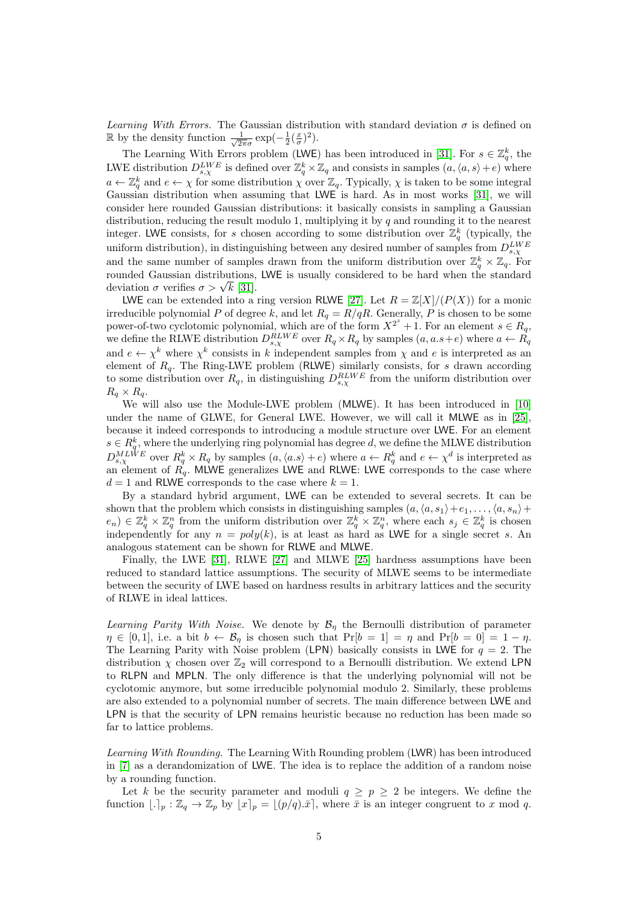*Learning With Errors.* The Gaussian distribution with standard deviation $\sigma$ is defined on $\mathbb{R}$ by the density function $\frac{1}{\sqrt{2\pi}\sigma}\exp(-\frac{1}{2}(\frac{x}{\sigma})^2)$.

The Learning With Errors problem (LWE) has been introduced in [31]. For $s \in \mathbb{Z}_q^k$, the LWE distribution $D_{s,\chi}^{LWE}$ is defined over $\mathbb{Z}_q^k \times \mathbb{Z}_q$ and consists in samples $(a, \langle a, s\rangle + e)$ where $a \leftarrow \mathbb{Z}_q^k$ and $e \leftarrow \chi$ for some distribution $\chi$ over $\mathbb{Z}_q$. Typically, $\chi$ is taken to be some integral Gaussian distribution when assuming that LWE is hard. As in most works [31], we will consider here rounded Gaussian distributions: it basically consists in sampling a Gaussian distribution, reducing the result modulo 1, multiplying it by $q$ and rounding it to the nearest integer. LWE consists, for $s$ chosen according to some distribution over $\mathbb{Z}_q^k$ (typically, the uniform distribution), in distinguishing between any desired number of samples from $D_{s,\chi}^{LWE}$ and the same number of samples drawn from the uniform distribution over $\mathbb{Z}_q^k \times \mathbb{Z}_q$. For rounded Gaussian distributions, LWE is usually considered to be hard when the standard deviation $\sigma$ verifies $\sigma > \sqrt{k}$ [31].

LWE can be extended into a ring version RLWE [27]. Let $R = \mathbb{Z}[X]/(P(X))$ for a monic irreducible polynomial $P$ of degree $k$, and let $R_q = R/qR$. Generally, $P$ is chosen to be some power-of-two cyclotomic polynomial, which are of the form $X^{2^z} + 1$. For an element $s \in R_q$, we define the RLWE distribution $D_{s,\chi}^{RLWE}$ over $R_q \times R_q$ by samples $(a, a.s + e)$ where $a \leftarrow R_q$ and $e \leftarrow \chi^k$ where $\chi^k$ consists in $k$ independent samples from $\chi$ and $e$ is interpreted as an element of $R_q$. The Ring-LWE problem (RLWE) similarly consists, for $s$ drawn according to some distribution over $R_q$, in distinguishing $D_{s,\chi}^{RLWE}$ from the uniform distribution over $R_q \times R_q$.

We will also use the Module-LWE problem (MLWE). It has been introduced in [10] under the name of GLWE, for General LWE. However, we will call it MLWE as in [25], because it indeed corresponds to introducing a module structure over LWE. For an element $s \in R_q^k$, where the underlying ring polynomial has degree $d$, we define the MLWE distribution $D_{s,\chi}^{MLWE}$ over $R_q^k \times R_q$ by samples $(a, \langle a.s\rangle + e)$ where $a \leftarrow R_q^k$ and $e \leftarrow \chi^d$ is interpreted as an element of $R_q$. MLWE generalizes LWE and RLWE: LWE corresponds to the case where $d = 1$ and RLWE corresponds to the case where $k = 1$.

By a standard hybrid argument, LWE can be extended to several secrets. It can be shown that the problem which consists in distinguishing samples $(a, \langle a, s_1\rangle + e_1, \ldots, \langle a, s_n\rangle + e_n) \in \mathbb{Z}_q^k \times \mathbb{Z}_q^n$ from the uniform distribution over $\mathbb{Z}_q^k \times \mathbb{Z}_q^n$, where each $s_j \in \mathbb{Z}_q^k$ is chosen independently for any $n = poly(k)$, is at least as hard as LWE for a single secret $s$. An analogous statement can be shown for RLWE and MLWE.

Finally, the LWE [31], RLWE [27] and MLWE [25] hardness assumptions have been reduced to standard lattice assumptions. The security of MLWE seems to be intermediate between the security of LWE based on hardness results in arbitrary lattices and the security of RLWE in ideal lattices.

*Learning Parity With Noise.* We denote by $\mathcal{B}_\eta$ the Bernoulli distribution of parameter $\eta \in [0, 1]$, i.e. a bit $b \leftarrow \mathcal{B}_\eta$ is chosen such that $\Pr[b = 1] = \eta$ and $\Pr[b = 0] = 1 - \eta$. The Learning Parity with Noise problem (LPN) basically consists in LWE for $q = 2$. The distribution $\chi$ chosen over $\mathbb{Z}_2$ will correspond to a Bernoulli distribution. We extend LPN to RLPN and MPLN. The only difference is that the underlying polynomial will not be cyclotomic anymore, but some irreducible polynomial modulo 2. Similarly, these problems are also extended to a polynomial number of secrets. The main difference between LWE and LPN is that the security of LPN remains heuristic because no reduction has been made so far to lattice problems.

*Learning With Rounding.* The Learning With Rounding problem (LWR) has been introduced in [7] as a derandomization of LWE. The idea is to replace the addition of a random noise by a rounding function.

Let $k$ be the security parameter and moduli $q \geq p \geq 2$ be integers. We define the function $\lfloor . \rceil_p : \mathbb{Z}_q \to \mathbb{Z}_p$ by $\lfloor x \rceil_p = \lfloor (p/q).\bar{x} \rceil$, where $\bar{x}$ is an integer congruent to $x$ mod $q$.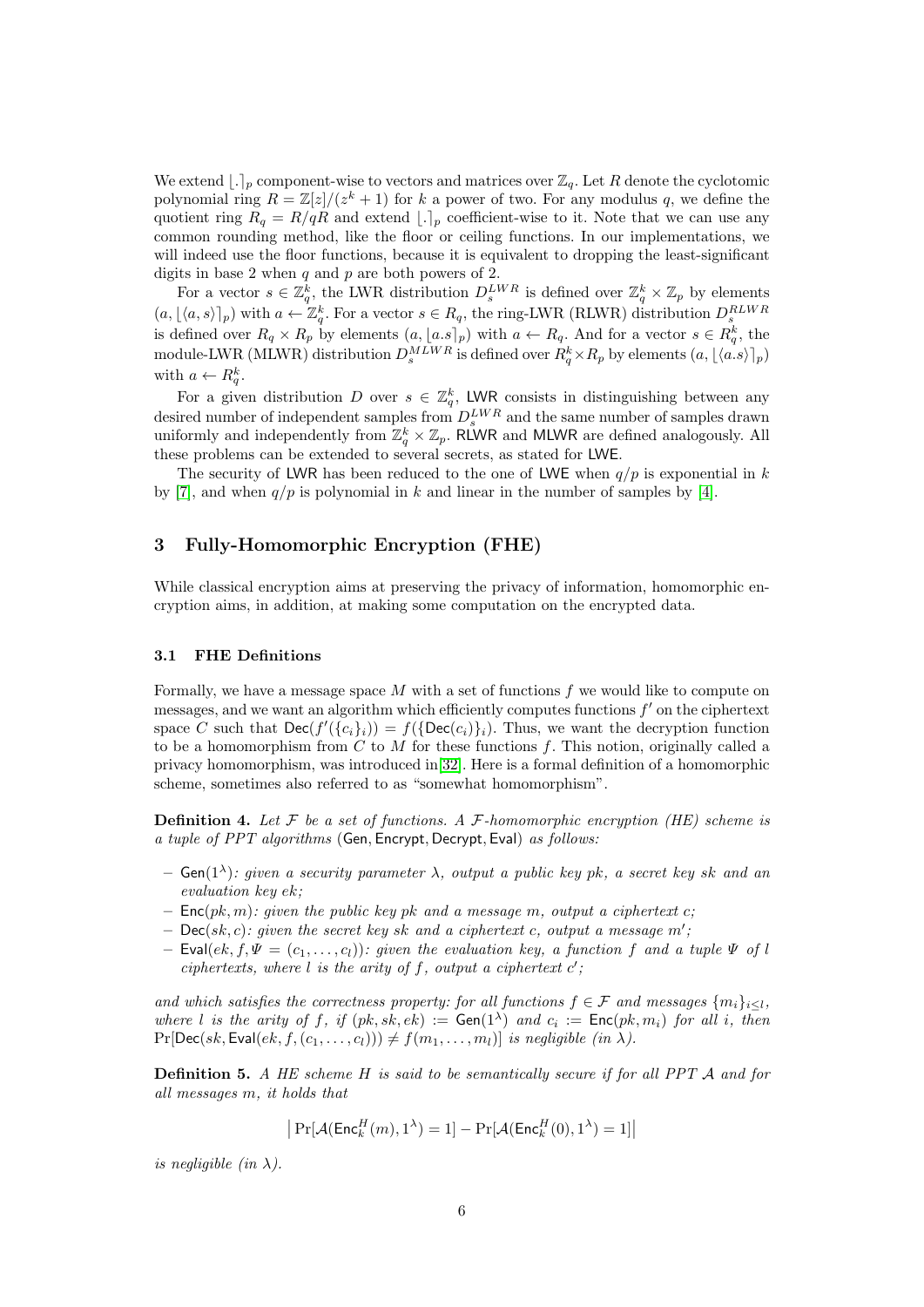We extend $\lfloor . \rceil_p$ component-wise to vectors and matrices over $\mathbb{Z}_q$. Let $R$ denote the cyclotomic polynomial ring $R = \mathbb{Z}[z]/(z^k + 1)$ for $k$ a power of two. For any modulus $q$, we define the quotient ring $R_q = R/qR$ and extend $\lfloor . \rceil_p$ coefficient-wise to it. Note that we can use any common rounding method, like the floor or ceiling functions. In our implementations, we will indeed use the floor functions, because it is equivalent to dropping the least-significant digits in base 2 when $q$ and $p$ are both powers of 2.

For a vector $s \in \mathbb{Z}_q^k$, the LWR distribution $D_s^{LWR}$ is defined over $\mathbb{Z}_q^k \times \mathbb{Z}_p$ by elements $(a, \lfloor \langle a, s \rangle \rceil_p)$ with $a \leftarrow \mathbb{Z}_q^k$. For a vector $s \in R_q$, the ring-LWR (RLWR) distribution $D_s^{RLWR}$ is defined over $R_q \times R_p$ by elements $(a, \lfloor a.s \rceil_p)$ with $a \leftarrow R_q$. And for a vector $s \in R_q^k$, the module-LWR (MLWR) distribution $D_s^{MLWR}$ is defined over $R_q^k \times R_p$ by elements $(a, \lfloor \langle a.s \rangle \rceil_p)$ with $a \leftarrow R_q^k$.

For a given distribution $D$ over $s \in \mathbb{Z}_q^k$, LWR consists in distinguishing between any desired number of independent samples from $D_s^{LWR}$ and the same number of samples drawn uniformly and independently from $\mathbb{Z}_q^k \times \mathbb{Z}_p$. RLWR and MLWR are defined analogously. All these problems can be extended to several secrets, as stated for LWE.

The security of LWR has been reduced to the one of LWE when $q/p$ is exponential in $k$ by [7], and when $q/p$ is polynomial in $k$ and linear in the number of samples by [4].

## 3 Fully-Homomorphic Encryption (FHE)

While classical encryption aims at preserving the privacy of information, homomorphic encryption aims, in addition, at making some computation on the encrypted data.

### 3.1 FHE Definitions

Formally, we have a message space $M$ with a set of functions $f$ we would like to compute on messages, and we want an algorithm which efficiently computes functions $f'$ on the ciphertext space $C$ such that $\mathsf{Dec}(f'(\{c_i\}_i)) = f(\{\mathsf{Dec}(c_i)\}_i)$. Thus, we want the decryption function to be a homomorphism from $C$ to $M$ for these functions $f$. This notion, originally called a privacy homomorphism, was introduced in [32]. Here is a formal definition of a homomorphic scheme, sometimes also referred to as "somewhat homomorphism".

**Definition 4.** *Let $\mathcal{F}$ be a set of functions. A $\mathcal{F}$-homomorphic encryption (HE) scheme is a tuple of PPT algorithms* ($\mathsf{Gen}, \mathsf{Encrypt}, \mathsf{Decrypt}, \mathsf{Eval}$) *as follows:*

- $\mathsf{Gen}(1^\lambda)$*: given a security parameter $\lambda$, output a public key $pk$, a secret key $sk$ and an evaluation key $ek$;*
- $\mathsf{Enc}(pk, m)$*: given the public key $pk$ and a message $m$, output a ciphertext $c$;*
- $\mathsf{Dec}(sk, c)$*: given the secret key $sk$ and a ciphertext $c$, output a message $m'$;*
- $\mathsf{Eval}(ek, f, \Psi = (c_1, \ldots, c_l))$*: given the evaluation key, a function $f$ and a tuple $\Psi$ of $l$ ciphertexts, where $l$ is the arity of $f$, output a ciphertext $c'$;*

*and which satisfies the correctness property: for all functions $f \in \mathcal{F}$ and messages $\{m_i\}_{i \leq l}$, where $l$ is the arity of $f$, if $(pk, sk, ek) := \mathsf{Gen}(1^\lambda)$ and $c_i := \mathsf{Enc}(pk, m_i)$ for all $i$, then $\Pr[\mathsf{Dec}(sk, \mathsf{Eval}(ek, f, (c_1, \ldots, c_l))) \neq f(m_1, \ldots, m_l)]$ is negligible (in $\lambda$).*

**Definition 5.** *A HE scheme $H$ is said to be semantically secure if for all PPT $\mathcal{A}$ and for all messages $m$, it holds that*

$$\left| \Pr[\mathcal{A}(\mathsf{Enc}_k^H(m), 1^\lambda) = 1] - \Pr[\mathcal{A}(\mathsf{Enc}_k^H(0), 1^\lambda) = 1] \right|$$

*is negligible (in $\lambda$).*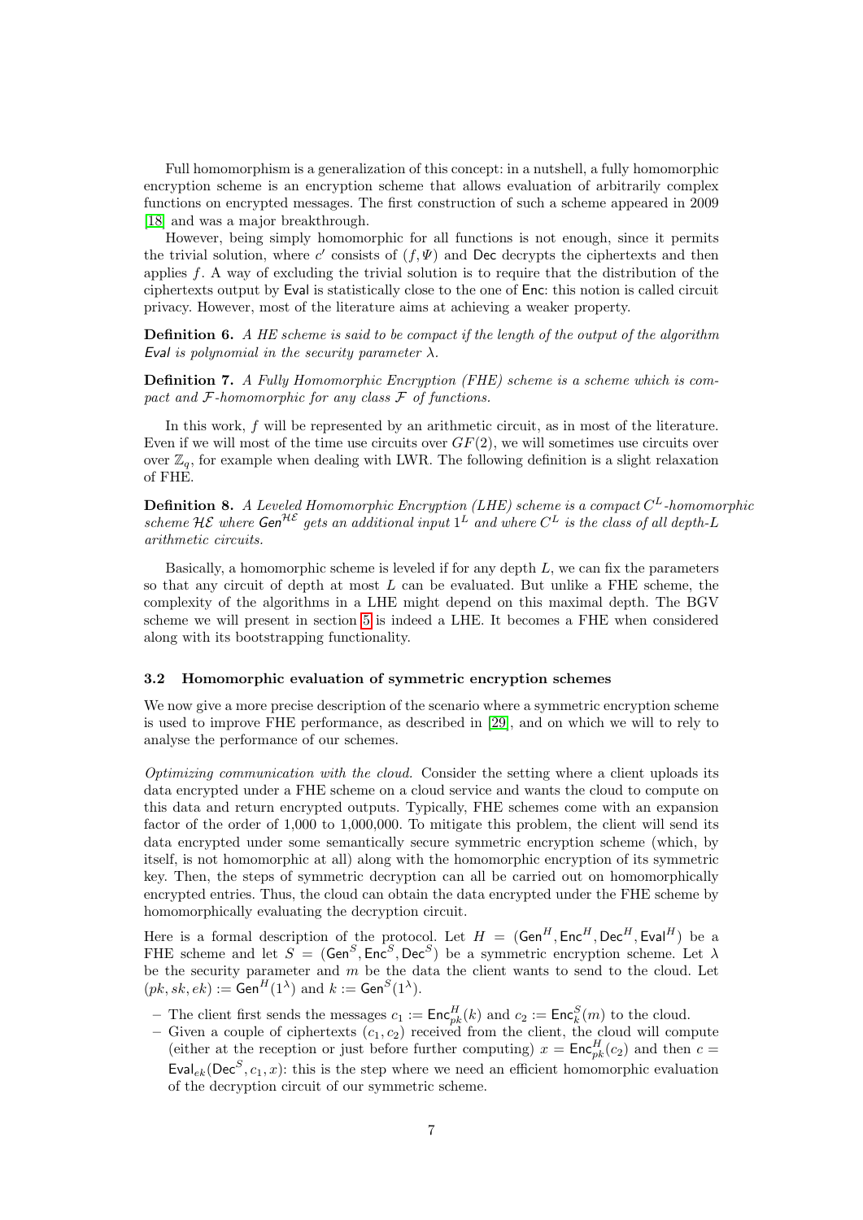Full homomorphism is a generalization of this concept: in a nutshell, a fully homomorphic encryption scheme is an encryption scheme that allows evaluation of arbitrarily complex functions on encrypted messages. The first construction of such a scheme appeared in 2009 [18] and was a major breakthrough.

However, being simply homomorphic for all functions is not enough, since it permits the trivial solution, where $c'$ consists of $(f, \Psi)$ and Dec decrypts the ciphertexts and then applies $f$. A way of excluding the trivial solution is to require that the distribution of the ciphertexts output by Eval is statistically close to the one of Enc: this notion is called circuit privacy. However, most of the literature aims at achieving a weaker property.

**Definition 6.** *A HE scheme is said to be compact if the length of the output of the algorithm Eval is polynomial in the security parameter $\lambda$.*

**Definition 7.** *A Fully Homomorphic Encryption (FHE) scheme is a scheme which is compact and $\mathcal{F}$-homomorphic for any class $\mathcal{F}$ of functions.*

In this work, $f$ will be represented by an arithmetic circuit, as in most of the literature. Even if we will most of the time use circuits over $GF(2)$, we will sometimes use circuits over over $\mathbb{Z}_q$, for example when dealing with LWR. The following definition is a slight relaxation of FHE.

**Definition 8.** *A Leveled Homomorphic Encryption (LHE) scheme is a compact $C^L$-homomorphic scheme $\mathcal{HE}$ where $\mathsf{Gen}^{\mathcal{HE}}$ gets an additional input $1^L$ and where $C^L$ is the class of all depth-$L$ arithmetic circuits.*

Basically, a homomorphic scheme is leveled if for any depth $L$, we can fix the parameters so that any circuit of depth at most $L$ can be evaluated. But unlike a FHE scheme, the complexity of the algorithms in a LHE might depend on this maximal depth. The BGV scheme we will present in section 5 is indeed a LHE. It becomes a FHE when considered along with its bootstrapping functionality.

### 3.2 Homomorphic evaluation of symmetric encryption schemes

We now give a more precise description of the scenario where a symmetric encryption scheme is used to improve FHE performance, as described in [29], and on which we will to rely to analyse the performance of our schemes.

*Optimizing communication with the cloud.* Consider the setting where a client uploads its data encrypted under a FHE scheme on a cloud service and wants the cloud to compute on this data and return encrypted outputs. Typically, FHE schemes come with an expansion factor of the order of 1,000 to 1,000,000. To mitigate this problem, the client will send its data encrypted under some semantically secure symmetric encryption scheme (which, by itself, is not homomorphic at all) along with the homomorphic encryption of its symmetric key. Then, the steps of symmetric decryption can all be carried out on homomorphically encrypted entries. Thus, the cloud can obtain the data encrypted under the FHE scheme by homomorphically evaluating the decryption circuit.

Here is a formal description of the protocol. Let $H = (\mathsf{Gen}^H, \mathsf{Enc}^H, \mathsf{Dec}^H, \mathsf{Eval}^H)$ be a FHE scheme and let $S = (\mathsf{Gen}^S, \mathsf{Enc}^S, \mathsf{Dec}^S)$ be a symmetric encryption scheme. Let $\lambda$ be the security parameter and $m$ be the data the client wants to send to the cloud. Let $(pk, sk, ek) := \mathsf{Gen}^H(1^\lambda)$ and $k := \mathsf{Gen}^S(1^\lambda)$.

- The client first sends the messages $c_1 := \mathsf{Enc}^H_{pk}(k)$ and $c_2 := \mathsf{Enc}^S_k(m)$ to the cloud.
- Given a couple of ciphertexts $(c_1, c_2)$ received from the client, the cloud will compute (either at the reception or just before further computing) $x = \mathsf{Enc}^H_{pk}(c_2)$ and then $c = \mathsf{Eval}_{ek}(\mathsf{Dec}^S, c_1, x)$: this is the step where we need an efficient homomorphic evaluation of the decryption circuit of our symmetric scheme.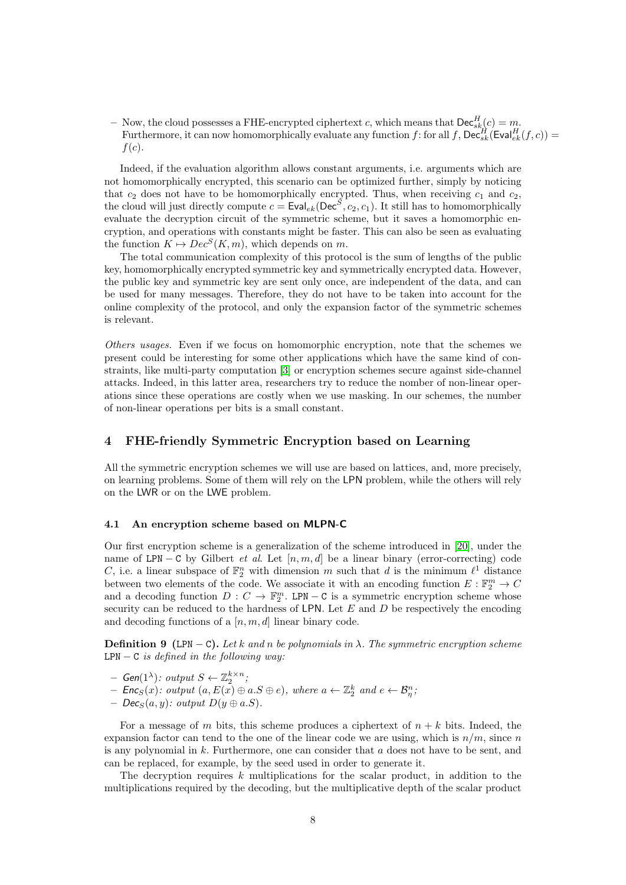– Now, the cloud possesses a FHE-encrypted ciphertext $c$, which means that $\mathsf{Dec}^H_{sk}(c) = m$. Furthermore, it can now homomorphically evaluate any function $f$: for all $f$, $\mathsf{Dec}^H_{sk}(\mathsf{Eval}^H_{ek}(f, c)) = f(c)$.

Indeed, if the evaluation algorithm allows constant arguments, i.e. arguments which are not homomorphically encrypted, this scenario can be optimized further, simply by noticing that $c_2$ does not have to be homomorphically encrypted. Thus, when receiving $c_1$ and $c_2$, the cloud will just directly compute $c = \mathsf{Eval}_{ek}(\mathsf{Dec}^S, c_2, c_1)$. It still has to homomorphically evaluate the decryption circuit of the symmetric scheme, but it saves a homomorphic encryption, and operations with constants might be faster. This can also be seen as evaluating the function $K \mapsto Dec^S(K, m)$, which depends on $m$.

The total communication complexity of this protocol is the sum of lengths of the public key, homomorphically encrypted symmetric key and symmetrically encrypted data. However, the public key and symmetric key are sent only once, are independent of the data, and can be used for many messages. Therefore, they do not have to be taken into account for the online complexity of the protocol, and only the expansion factor of the symmetric schemes is relevant.

*Others usages.* Even if we focus on homomorphic encryption, note that the schemes we present could be interesting for some other applications which have the same kind of constraints, like multi-party computation [3] or encryption schemes secure against side-channel attacks. Indeed, in this latter area, researchers try to reduce the nomber of non-linear operations since these operations are costly when we use masking. In our schemes, the number of non-linear operations per bits is a small constant.

## 4 FHE-friendly Symmetric Encryption based on Learning

All the symmetric encryption schemes we will use are based on lattices, and, more precisely, on learning problems. Some of them will rely on the LPN problem, while the others will rely on the LWR or on the LWE problem.

### 4.1 An encryption scheme based on MLPN-C

Our first encryption scheme is a generalization of the scheme introduced in [20], under the name of LPN − C by Gilbert *et al.* Let $[n, m, d]$ be a linear binary (error-correcting) code $C$, i.e. a linear subspace of $\mathbb{F}_2^n$ with dimension $m$ such that $d$ is the minimum $\ell^1$ distance between two elements of the code. We associate it with an encoding function $E : \mathbb{F}_2^m \to C$ and a decoding function $D : C \to \mathbb{F}_2^m$. LPN − C is a symmetric encryption scheme whose security can be reduced to the hardness of LPN. Let $E$ and $D$ be respectively the encoding and decoding functions of a $[n, m, d]$ linear binary code.

**Definition 9** (LPN − C)**.** *Let $k$ and $n$ be polynomials in $\lambda$. The symmetric encryption scheme LPN − C is defined in the following way:*

- *$\mathsf{Gen}(1^\lambda)$: output $S \leftarrow \mathbb{Z}_2^{k\times n}$;*
- *$\mathsf{Enc}_S(x)$: output $(a, E(x) \oplus a.S \oplus e)$, where $a \leftarrow \mathbb{Z}_2^k$ and $e \leftarrow \mathcal{B}_\eta^n$;*
- *$\mathsf{Dec}_S(a, y)$: output $D(y \oplus a.S)$.*

For a message of $m$ bits, this scheme produces a ciphertext of $n + k$ bits. Indeed, the expansion factor can tend to the one of the linear code we are using, which is $n/m$, since $n$ is any polynomial in $k$. Furthermore, one can consider that $a$ does not have to be sent, and can be replaced, for example, by the seed used in order to generate it.

The decryption requires $k$ multiplications for the scalar product, in addition to the multiplications required by the decoding, but the multiplicative depth of the scalar product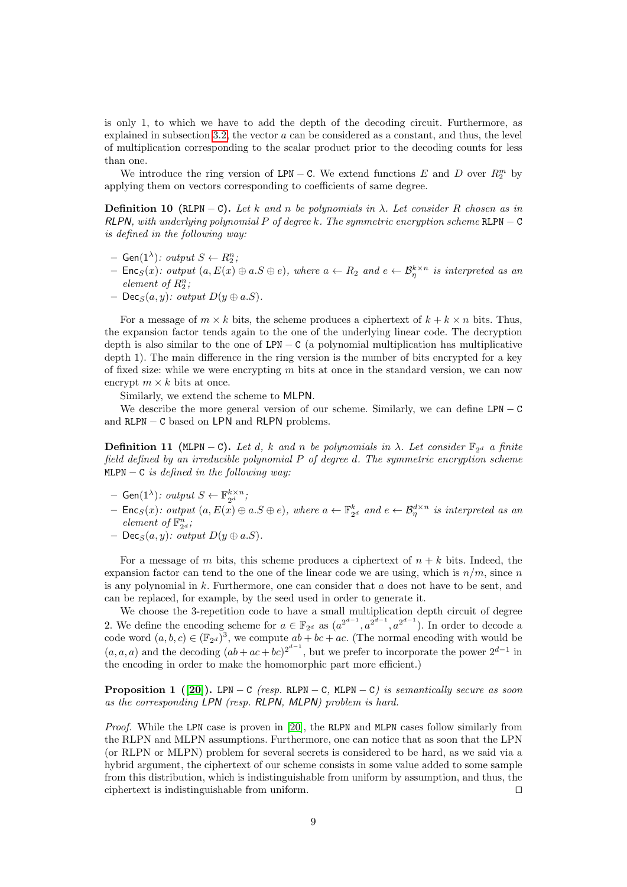is only 1, to which we have to add the depth of the decoding circuit. Furthermore, as explained in subsection 3.2, the vector $a$ can be considered as a constant, and thus, the level of multiplication corresponding to the scalar product prior to the decoding counts for less than one.

We introduce the ring version of $\texttt{LPN}-\texttt{C}$. We extend functions $E$ and $D$ over $R_2^m$ by applying them on vectors corresponding to coefficients of same degree.

**Definition 10** ($\texttt{RLPN}-\texttt{C}$)**.** *Let $k$ and $n$ be polynomials in $\lambda$. Let consider $R$ chosen as in RLPN, with underlying polynomial $P$ of degree $k$. The symmetric encryption scheme $\texttt{RLPN}-\texttt{C}$ is defined in the following way:*

- $\mathsf{Gen}(1^\lambda)$*: output $S \leftarrow R_2^n$;*
- $\mathsf{Enc}_S(x)$*: output $(a, E(x) \oplus a.S \oplus e)$, where $a \leftarrow R_2$ and $e \leftarrow \mathcal{B}_\eta^{k\times n}$ is interpreted as an element of $R_2^n$;*
- $\mathsf{Dec}_S(a, y)$*: output $D(y \oplus a.S)$.*

For a message of $m \times k$ bits, the scheme produces a ciphertext of $k + k \times n$ bits. Thus, the expansion factor tends again to the one of the underlying linear code. The decryption depth is also similar to the one of $\texttt{LPN}-\texttt{C}$ (a polynomial multiplication has multiplicative depth 1). The main difference in the ring version is the number of bits encrypted for a key of fixed size: while we were encrypting $m$ bits at once in the standard version, we can now encrypt $m \times k$ bits at once.

Similarly, we extend the scheme to MLPN.

We describe the more general version of our scheme. Similarly, we can define $\texttt{LPN}-\texttt{C}$ and $\texttt{RLPN}-\texttt{C}$ based on LPN and RLPN problems.

**Definition 11** ($\texttt{MLPN}-\texttt{C}$)**.** *Let $d$, $k$ and $n$ be polynomials in $\lambda$. Let consider $\mathbb{F}_{2^d}$ a finite field defined by an irreducible polynomial $P$ of degree $d$. The symmetric encryption scheme $\texttt{MLPN}-\texttt{C}$ is defined in the following way:*

- $\mathsf{Gen}(1^\lambda)$*: output $S \leftarrow \mathbb{F}_{2^d}^{k\times n}$;*
- $\mathsf{Enc}_S(x)$*: output $(a, E(x) \oplus a.S \oplus e)$, where $a \leftarrow \mathbb{F}_{2^d}^k$ and $e \leftarrow \mathcal{B}_\eta^{d\times n}$ is interpreted as an element of $\mathbb{F}_{2^d}^n$;*
- $\mathsf{Dec}_S(a, y)$*: output $D(y \oplus a.S)$.*

For a message of $m$ bits, this scheme produces a ciphertext of $n + k$ bits. Indeed, the expansion factor can tend to the one of the linear code we are using, which is $n/m$, since $n$ is any polynomial in $k$. Furthermore, one can consider that $a$ does not have to be sent, and can be replaced, for example, by the seed used in order to generate it.

We choose the 3-repetition code to have a small multiplication depth circuit of degree 2. We define the encoding scheme for $a \in \mathbb{F}_{2^d}$ as $(a^{2^{d-1}}, a^{2^{d-1}}, a^{2^{d-1}})$. In order to decode a code word $(a, b, c) \in (\mathbb{F}_{2^d})^3$, we compute $ab + bc + ac$. (The normal encoding with would be $(a, a, a)$ and the decoding $(ab + ac + bc)^{2^{d-1}}$, but we prefer to incorporate the power $2^{d-1}$ in the encoding in order to make the homomorphic part more efficient.)

**Proposition 1** ([20])**.** *$\texttt{LPN}-\texttt{C}$ (resp. $\texttt{RLPN}-\texttt{C}$, $\texttt{MLPN}-\texttt{C}$) is semantically secure as soon as the corresponding LPN (resp. RLPN, MLPN) problem is hard.*

*Proof.* While the LPN case is proven in [20], the RLPN and MLPN cases follow similarly from the RLPN and MLPN assumptions. Furthermore, one can notice that as soon that the LPN (or RLPN or MLPN) problem for several secrets is considered to be hard, as we said via a hybrid argument, the ciphertext of our scheme consists in some value added to some sample from this distribution, which is indistinguishable from uniform by assumption, and thus, the ciphertext is indistinguishable from uniform. ☐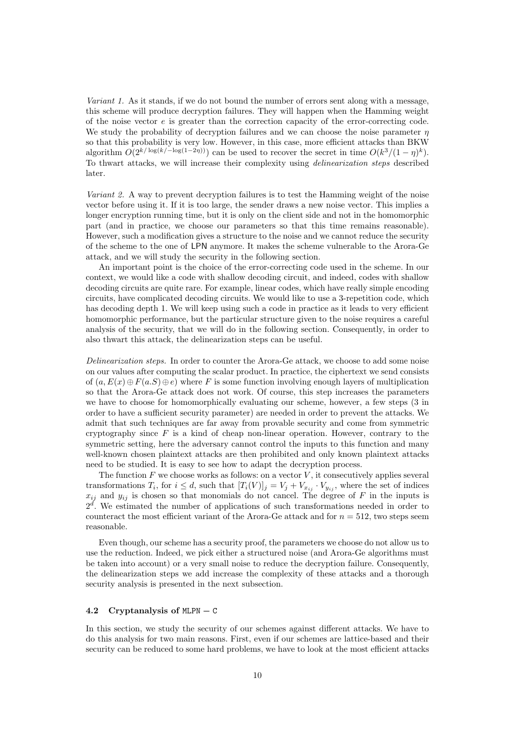*Variant 1.* As it stands, if we do not bound the number of errors sent along with a message, this scheme will produce decryption failures. They will happen when the Hamming weight of the noise vector $e$ is greater than the correction capacity of the error-correcting code. We study the probability of decryption failures and we can choose the noise parameter $\eta$ so that this probability is very low. However, in this case, more efficient attacks than BKW algorithm $O(2^{k/\log(k/-\log(1-2\eta))})$ can be used to recover the secret in time $O(k^3/(1-\eta)^k)$. To thwart attacks, we will increase their complexity using *delinearization steps* described later.

*Variant 2.* A way to prevent decryption failures is to test the Hamming weight of the noise vector before using it. If it is too large, the sender draws a new noise vector. This implies a longer encryption running time, but it is only on the client side and not in the homomorphic part (and in practice, we choose our parameters so that this time remains reasonable). However, such a modification gives a structure to the noise and we cannot reduce the security of the scheme to the one of LPN anymore. It makes the scheme vulnerable to the Arora-Ge attack, and we will study the security in the following section.

An important point is the choice of the error-correcting code used in the scheme. In our context, we would like a code with shallow decoding circuit, and indeed, codes with shallow decoding circuits are quite rare. For example, linear codes, which have really simple encoding circuits, have complicated decoding circuits. We would like to use a 3-repetition code, which has decoding depth 1. We will keep using such a code in practice as it leads to very efficient homomorphic performance, but the particular structure given to the noise requires a careful analysis of the security, that we will do in the following section. Consequently, in order to also thwart this attack, the delinearization steps can be useful.

*Delinearization steps.* In order to counter the Arora-Ge attack, we choose to add some noise on our values after computing the scalar product. In practice, the ciphertext we send consists of $(a, E(x) \oplus F(a.S) \oplus e)$ where $F$ is some function involving enough layers of multiplication so that the Arora-Ge attack does not work. Of course, this step increases the parameters we have to choose for homomorphically evaluating our scheme, however, a few steps (3 in order to have a sufficient security parameter) are needed in order to prevent the attacks. We admit that such techniques are far away from provable security and come from symmetric cryptography since $F$ is a kind of cheap non-linear operation. However, contrary to the symmetric setting, here the adversary cannot control the inputs to this function and many well-known chosen plaintext attacks are then prohibited and only known plaintext attacks need to be studied. It is easy to see how to adapt the decryption process.

The function $F$ we choose works as follows: on a vector $V$, it consecutively applies several transformations $T_i$, for $i \leq d$, such that $[T_i(V)]_j = V_j + V_{x_{ij}} \cdot V_{y_{ij}}$, where the set of indices $x_{ij}$ and $y_{ij}$ is chosen so that monomials do not cancel. The degree of $F$ in the inputs is $2^d$. We estimated the number of applications of such transformations needed in order to counteract the most efficient variant of the Arora-Ge attack and for $n = 512$, two steps seem reasonable.

Even though, our scheme has a security proof, the parameters we choose do not allow us to use the reduction. Indeed, we pick either a structured noise (and Arora-Ge algorithms must be taken into account) or a very small noise to reduce the decryption failure. Consequently, the delinearization steps we add increase the complexity of these attacks and a thorough security analysis is presented in the next subsection.

### 4.2 Cryptanalysis of MLPN − C

In this section, we study the security of our schemes against different attacks. We have to do this analysis for two main reasons. First, even if our schemes are lattice-based and their security can be reduced to some hard problems, we have to look at the most efficient attacks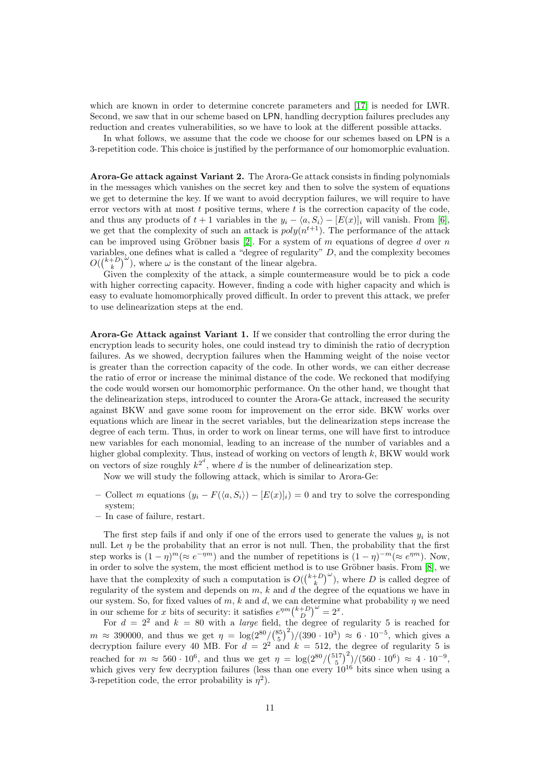which are known in order to determine concrete parameters and [17] is needed for LWR. Second, we saw that in our scheme based on LPN, handling decryption failures precludes any reduction and creates vulnerabilities, so we have to look at the different possible attacks.

In what follows, we assume that the code we choose for our schemes based on LPN is a 3-repetition code. This choice is justified by the performance of our homomorphic evaluation.

**Arora-Ge attack against Variant 2.** The Arora-Ge attack consists in finding polynomials in the messages which vanishes on the secret key and then to solve the system of equations we get to determine the key. If we want to avoid decryption failures, we will require to have error vectors with at most $t$ positive terms, where $t$ is the correction capacity of the code, and thus any products of $t+1$ variables in the $y_i - \langle a, S_i \rangle - [E(x)]_i$ will vanish. From [6], we get that the complexity of such an attack is $poly(n^{t+1})$. The performance of the attack can be improved using Gröbner basis [2]. For a system of $m$ equations of degree $d$ over $n$ variables, one defines what is called a "degree of regularity" $D$, and the complexity becomes $O(\binom{k+D}{k}^{\omega})$, where $\omega$ is the constant of the linear algebra.

Given the complexity of the attack, a simple countermeasure would be to pick a code with higher correcting capacity. However, finding a code with higher capacity and which is easy to evaluate homomorphically proved difficult. In order to prevent this attack, we prefer to use delinearization steps at the end.

**Arora-Ge Attack against Variant 1.** If we consider that controlling the error during the encryption leads to security holes, one could instead try to diminish the ratio of decryption failures. As we showed, decryption failures when the Hamming weight of the noise vector is greater than the correction capacity of the code. In other words, we can either decrease the ratio of error or increase the minimal distance of the code. We reckoned that modifying the code would worsen our homomorphic performance. On the other hand, we thought that the delinearization steps, introduced to counter the Arora-Ge attack, increased the security against BKW and gave some room for improvement on the error side. BKW works over equations which are linear in the secret variables, but the delinearization steps increase the degree of each term. Thus, in order to work on linear terms, one will have first to introduce new variables for each monomial, leading to an increase of the number of variables and a higher global complexity. Thus, instead of working on vectors of length $k$, BKW would work on vectors of size roughly $k^{2^d}$, where $d$ is the number of delinearization step.

Now we will study the following attack, which is similar to Arora-Ge:

- Collect $m$ equations $(y_i - F(\langle a, S_i \rangle) - [E(x)]_i) = 0$ and try to solve the corresponding system;
- In case of failure, restart.

The first step fails if and only if one of the errors used to generate the values $y_i$ is not null. Let $\eta$ be the probability that an error is not null. Then, the probability that the first step works is $(1-\eta)^m (\approx e^{-\eta m})$ and the number of repetitions is $(1-\eta)^{-m} (\approx e^{\eta m})$. Now, in order to solve the system, the most efficient method is to use Gröbner basis. From [8], we have that the complexity of such a computation is $O(\binom{k+D}{k}^{\omega})$, where $D$ is called degree of regularity of the system and depends on $m$, $k$ and $d$ the degree of the equations we have in our system. So, for fixed values of $m$, $k$ and $d$, we can determine what probability $\eta$ we need in our scheme for $x$ bits of security: it satisfies $e^{\eta m} \binom{k+D}{D}^{\omega} = 2^x$.

For $d = 2^2$ and $k = 80$ with a *large* field, the degree of regularity 5 is reached for $m \approx 390000$, and thus we get $\eta = \log(2^{80}/\binom{85}{5}^2)/(390 \cdot 10^3) \approx 6 \cdot 10^{-5}$, which gives a decryption failure every 40 MB. For $d = 2^2$ and $k = 512$, the degree of regularity 5 is reached for $m \approx 560 \cdot 10^6$, and thus we get $\eta = \log(2^{80}/\binom{517}{5}^2)/(560 \cdot 10^6) \approx 4 \cdot 10^{-9}$, which gives very few decryption failures (less than one every $10^{16}$ bits since when using a 3-repetition code, the error probability is $\eta^2$).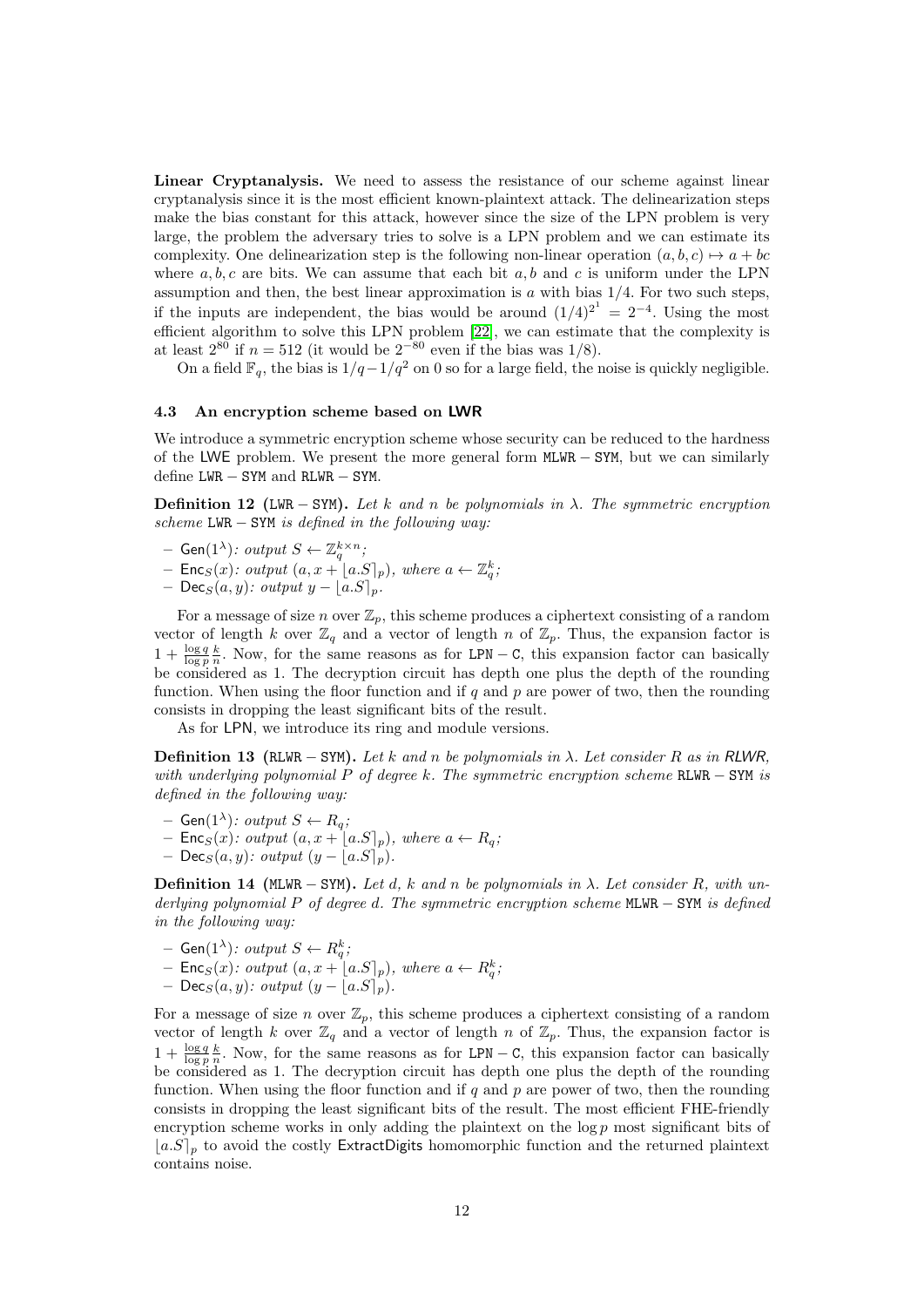**Linear Cryptanalysis.** We need to assess the resistance of our scheme against linear cryptanalysis since it is the most efficient known-plaintext attack. The delinearization steps make the bias constant for this attack, however since the size of the LPN problem is very large, the problem the adversary tries to solve is a LPN problem and we can estimate its complexity. One delinearization step is the following non-linear operation $(a, b, c) \mapsto a + bc$ where $a, b, c$ are bits. We can assume that each bit $a, b$ and $c$ is uniform under the LPN assumption and then, the best linear approximation is $a$ with bias $1/4$. For two such steps, if the inputs are independent, the bias would be around $(1/4)^{2^1} = 2^{-4}$. Using the most efficient algorithm to solve this LPN problem [22], we can estimate that the complexity is at least $2^{80}$ if $n = 512$ (it would be $2^{-80}$ even if the bias was $1/8$).

On a field $\mathbb{F}_q$, the bias is $1/q - 1/q^2$ on 0 so for a large field, the noise is quickly negligible.

### 4.3 An encryption scheme based on LWR

We introduce a symmetric encryption scheme whose security can be reduced to the hardness of the LWE problem. We present the more general form $\texttt{MLWR}-\texttt{SYM}$, but we can similarly define $\texttt{LWR}-\texttt{SYM}$ and $\texttt{RLWR}-\texttt{SYM}$.

**Definition 12** ($\texttt{LWR}-\texttt{SYM}$)**.** *Let $k$ and $n$ be polynomials in $\lambda$. The symmetric encryption scheme $\texttt{LWR}-\texttt{SYM}$ is defined in the following way:*

- $\mathsf{Gen}(1^\lambda)$*: output $S \leftarrow \mathbb{Z}_q^{k\times n}$;*
- $\mathsf{Enc}_S(x)$*: output $(a, x + \lfloor a.S\rceil_p)$, where $a \leftarrow \mathbb{Z}_q^k$;*
- $\mathsf{Dec}_S(a, y)$*: output $y - \lfloor a.S\rceil_p$.*

For a message of size $n$ over $\mathbb{Z}_p$, this scheme produces a ciphertext consisting of a random vector of length $k$ over $\mathbb{Z}_q$ and a vector of length $n$ of $\mathbb{Z}_p$. Thus, the expansion factor is $1 + \frac{\log q}{\log p}\frac{k}{n}$. Now, for the same reasons as for $\texttt{LPN}-\texttt{C}$, this expansion factor can basically be considered as 1. The decryption circuit has depth one plus the depth of the rounding function. When using the floor function and if $q$ and $p$ are power of two, then the rounding consists in dropping the least significant bits of the result.

As for LPN, we introduce its ring and module versions.

**Definition 13** ($\texttt{RLWR}-\texttt{SYM}$)**.** *Let $k$ and $n$ be polynomials in $\lambda$. Let consider $R$ as in RLWR, with underlying polynomial $P$ of degree $k$. The symmetric encryption scheme $\texttt{RLWR}-\texttt{SYM}$ is defined in the following way:*

- $\mathsf{Gen}(1^\lambda)$*: output $S \leftarrow R_q$;*
- $\mathsf{Enc}_S(x)$*: output $(a, x + \lfloor a.S\rceil_p)$, where $a \leftarrow R_q$;*
- $\mathsf{Dec}_S(a, y)$*: output $(y - \lfloor a.S\rceil_p)$.*

**Definition 14** ($\texttt{MLWR}-\texttt{SYM}$)**.** *Let $d$, $k$ and $n$ be polynomials in $\lambda$. Let consider $R$, with underlying polynomial $P$ of degree $d$. The symmetric encryption scheme $\texttt{MLWR}-\texttt{SYM}$ is defined in the following way:*

- $\mathsf{Gen}(1^\lambda)$*: output $S \leftarrow R_q^k$;*
- $\mathsf{Enc}_S(x)$*: output $(a, x + \lfloor a.S\rceil_p)$, where $a \leftarrow R_q^k$;*
- $\mathsf{Dec}_S(a, y)$*: output $(y - \lfloor a.S\rceil_p)$.*

For a message of size $n$ over $\mathbb{Z}_p$, this scheme produces a ciphertext consisting of a random vector of length $k$ over $\mathbb{Z}_q$ and a vector of length $n$ of $\mathbb{Z}_p$. Thus, the expansion factor is $1 + \frac{\log q}{\log p}\frac{k}{n}$. Now, for the same reasons as for $\texttt{LPN}-\texttt{C}$, this expansion factor can basically be considered as 1. The decryption circuit has depth one plus the depth of the rounding function. When using the floor function and if $q$ and $p$ are power of two, then the rounding consists in dropping the least significant bits of the result. The most efficient FHE-friendly encryption scheme works in only adding the plaintext on the $\log p$ most significant bits of $\lfloor a.S\rceil_p$ to avoid the costly ExtractDigits homomorphic function and the returned plaintext contains noise.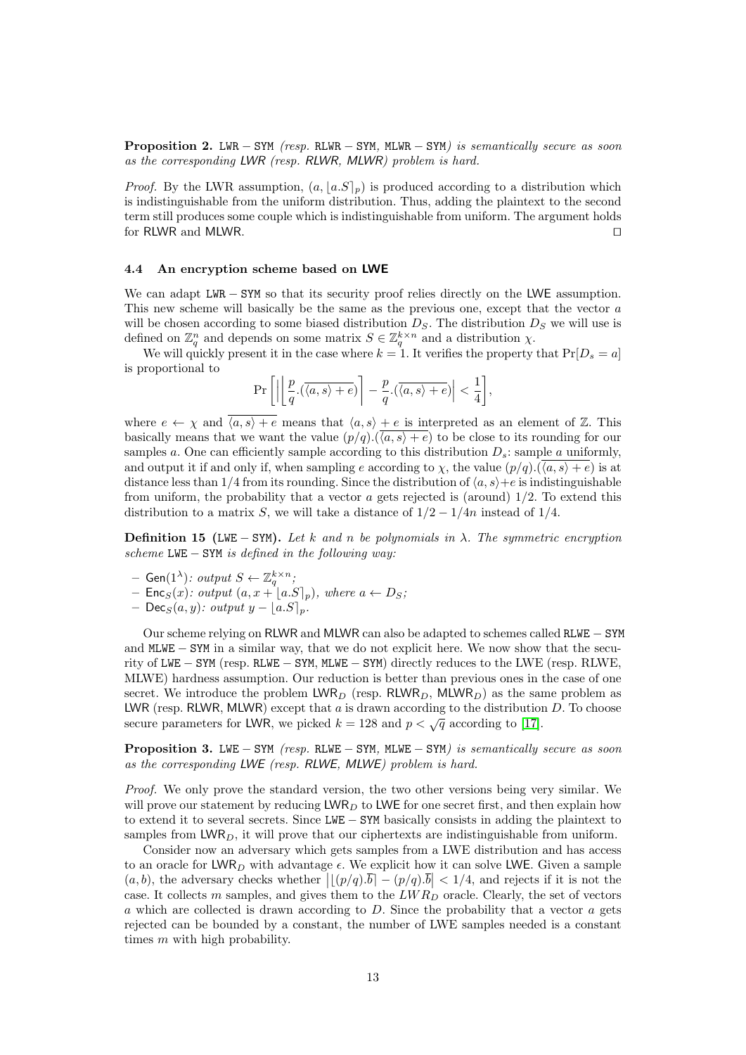**Proposition 2.** LWR − SYM *(resp.* RLWR − SYM*,* MLWR − SYM*) is semantically secure as soon as the corresponding LWR (resp. RLWR, MLWR) problem is hard.*

*Proof.* By the LWR assumption, $(a, \lfloor a.S \rceil_p)$ is produced according to a distribution which is indistinguishable from the uniform distribution. Thus, adding the plaintext to the second term still produces some couple which is indistinguishable from uniform. The argument holds for RLWR and MLWR. ⊓⊔

### 4.4 An encryption scheme based on LWE

We can adapt LWR − SYM so that its security proof relies directly on the LWE assumption. This new scheme will basically be the same as the previous one, except that the vector $a$ will be chosen according to some biased distribution $D_S$. The distribution $D_S$ we will use is defined on $\mathbb{Z}_q^n$ and depends on some matrix $S \in \mathbb{Z}_q^{k \times n}$ and a distribution $\chi$.

We will quickly present it in the case where $k = 1$. It verifies the property that $\Pr[D_s = a]$ is proportional to

$$\Pr\left[\left|\left\lfloor \frac{p}{q}.(\overline{\langle a, s\rangle + e})\right\rceil - \frac{p}{q}.(\overline{\langle a, s\rangle + e})\right| < \frac{1}{4}\right],$$

where $e \leftarrow \chi$ and $\overline{\langle a, s\rangle + e}$ means that $\langle a, s\rangle + e$ is interpreted as an element of $\mathbb{Z}$. This basically means that we want the value $(p/q).(\overline{\langle a, s\rangle + e})$ to be close to its rounding for our samples $a$. One can efficiently sample according to this distribution $D_s$: sample $a$ uniformly, and output it if and only if, when sampling $e$ according to $\chi$, the value $(p/q).(\overline{\langle a, s\rangle + e})$ is at distance less than $1/4$ from its rounding. Since the distribution of $\langle a, s\rangle + e$ is indistinguishable from uniform, the probability that a vector $a$ gets rejected is (around) $1/2$. To extend this distribution to a matrix $S$, we will take a distance of $1/2 - 1/4n$ instead of $1/4$.

**Definition 15** (LWE − SYM)**.** *Let $k$ and $n$ be polynomials in $\lambda$. The symmetric encryption scheme* LWE − SYM *is defined in the following way:*

- $\mathsf{Gen}(1^\lambda)$*: output $S \leftarrow \mathbb{Z}_q^{k \times n}$;*
- $\mathsf{Enc}_S(x)$*: output $(a, x + \lfloor a.S \rceil_p)$, where $a \leftarrow D_S$;*
- $\mathsf{Dec}_S(a, y)$*: output $y - \lfloor a.S \rceil_p$.*

Our scheme relying on RLWR and MLWR can also be adapted to schemes called RLWE − SYM and MLWE − SYM in a similar way, that we do not explicit here. We now show that the security of LWE − SYM (resp. RLWE − SYM, MLWE − SYM) directly reduces to the LWE (resp. RLWE, MLWE) hardness assumption. Our reduction is better than previous ones in the case of one secret. We introduce the problem $\mathsf{LWR}_D$ (resp. $\mathsf{RLWR}_D$, $\mathsf{MLWR}_D$) as the same problem as LWR (resp. RLWR, MLWR) except that $a$ is drawn according to the distribution $D$. To choose secure parameters for LWR, we picked $k = 128$ and $p < \sqrt{q}$ according to [17].

**Proposition 3.** LWE − SYM *(resp.* RLWE − SYM*,* MLWE − SYM*) is semantically secure as soon as the corresponding LWE (resp. RLWE, MLWE) problem is hard.*

*Proof.* We only prove the standard version, the two other versions being very similar. We will prove our statement by reducing $\mathsf{LWR}_D$ to LWE for one secret first, and then explain how to extend it to several secrets. Since LWE − SYM basically consists in adding the plaintext to samples from $\mathsf{LWR}_D$, it will prove that our ciphertexts are indistinguishable from uniform.

Consider now an adversary which gets samples from a LWE distribution and has access to an oracle for $\mathsf{LWR}_D$ with advantage $\epsilon$. We explicit how it can solve LWE. Given a sample $(a, b)$, the adversary checks whether $\left|\lfloor (p/q).\overline{b}\rceil - (p/q).\overline{b}\right| < 1/4$, and rejects if it is not the case. It collects $m$ samples, and gives them to the $LWR_D$ oracle. Clearly, the set of vectors $a$ which are collected is drawn according to $D$. Since the probability that a vector $a$ gets rejected can be bounded by a constant, the number of LWE samples needed is a constant times $m$ with high probability.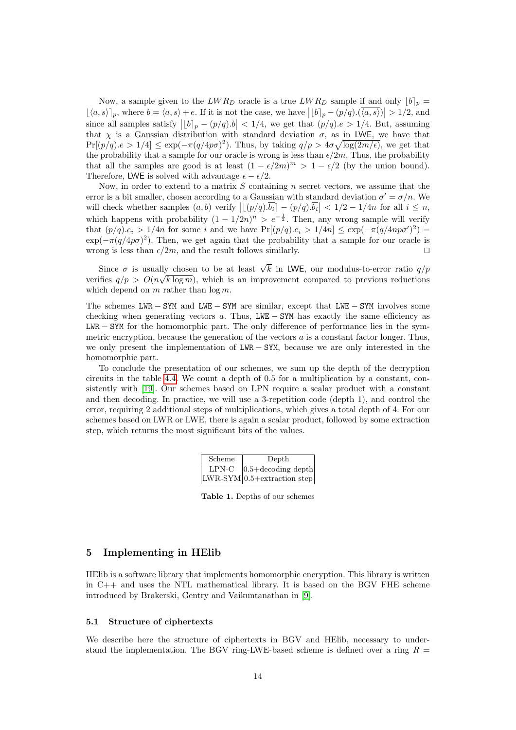Now, a sample given to the $LWR_D$ oracle is a true $LWR_D$ sample if and only $\lfloor b \rceil_p = \lfloor \langle a, s \rangle \rceil_p$, where $b = \langle a, s \rangle + e$. If it is not the case, we have $\left| \lfloor b \rceil_p - (p/q).(\overline{\langle a, s \rangle}) \right| > 1/2$, and since all samples satisfy $\left| \lfloor b \rceil_p - (p/q).\overline{b} \right| < 1/4$, we get that $(p/q).e > 1/4$. But, assuming that $\chi$ is a Gaussian distribution with standard deviation $\sigma$, as in LWE, we have that $\Pr[(p/q).e > 1/4] \leq \exp(-\pi(q/4p\sigma)^2)$. Thus, by taking $q/p > 4\sigma\sqrt{\log(2m/\epsilon)}$, we get that the probability that a sample for our oracle is wrong is less than $\epsilon/2m$. Thus, the probability that all the samples are good is at least $(1 - \epsilon/2m)^m > 1 - \epsilon/2$ (by the union bound). Therefore, LWE is solved with advantage $\epsilon - \epsilon/2$.

Now, in order to extend to a matrix $S$ containing $n$ secret vectors, we assume that the error is a bit smaller, chosen according to a Gaussian with standard deviation $\sigma' = \sigma/n$. We will check whether samples $(a, b)$ verify $\left| \lfloor (p/q).\overline{b_i} \rceil - (p/q).\overline{b_i} \right| < 1/2 - 1/4n$ for all $i \leq n$, which happens with probability $(1 - 1/2n)^n > e^{-\frac{1}{2}}$. Then, any wrong sample will verify that $(p/q).e_i > 1/4n$ for some $i$ and we have $\Pr[(p/q).e_i > 1/4n] \leq \exp(-\pi(q/4np\sigma')^2) = \exp(-\pi(q/4p\sigma)^2)$. Then, we get again that the probability that a sample for our oracle is wrong is less than $\epsilon/2m$, and the result follows similarly. $\square$

Since $\sigma$ is usually chosen to be at least $\sqrt{k}$ in LWE, our modulus-to-error ratio $q/p$ verifies $q/p > O(n\sqrt{k \log m})$, which is an improvement compared to previous reductions which depend on $m$ rather than $\log m$.

The schemes LWR − SYM and LWE − SYM are similar, except that LWE − SYM involves some checking when generating vectors $a$. Thus, LWE − SYM has exactly the same efficiency as LWR − SYM for the homomorphic part. The only difference of performance lies in the symmetric encryption, because the generation of the vectors $a$ is a constant factor longer. Thus, we only present the implementation of LWR − SYM, because we are only interested in the homomorphic part.

To conclude the presentation of our schemes, we sum up the depth of the decryption circuits in the table 4.4. We count a depth of 0.5 for a multiplication by a constant, consistently with [19]. Our schemes based on LPN require a scalar product with a constant and then decoding. In practice, we will use a 3-repetition code (depth 1), and control the error, requiring 2 additional steps of multiplications, which gives a total depth of 4. For our schemes based on LWR or LWE, there is again a scalar product, followed by some extraction step, which returns the most significant bits of the values.

| Scheme | Depth |
|---|---|
| LPN-C | 0.5+decoding depth |
| LWR-SYM | 0.5+extraction step |

**Table 1.** Depths of our schemes

## 5 Implementing in HElib

HElib is a software library that implements homomorphic encryption. This library is written in C++ and uses the NTL mathematical library. It is based on the BGV FHE scheme introduced by Brakerski, Gentry and Vaikuntanathan in [9].

### 5.1 Structure of ciphertexts

We describe here the structure of ciphertexts in BGV and HElib, necessary to understand the implementation. The BGV ring-LWE-based scheme is defined over a ring $R =$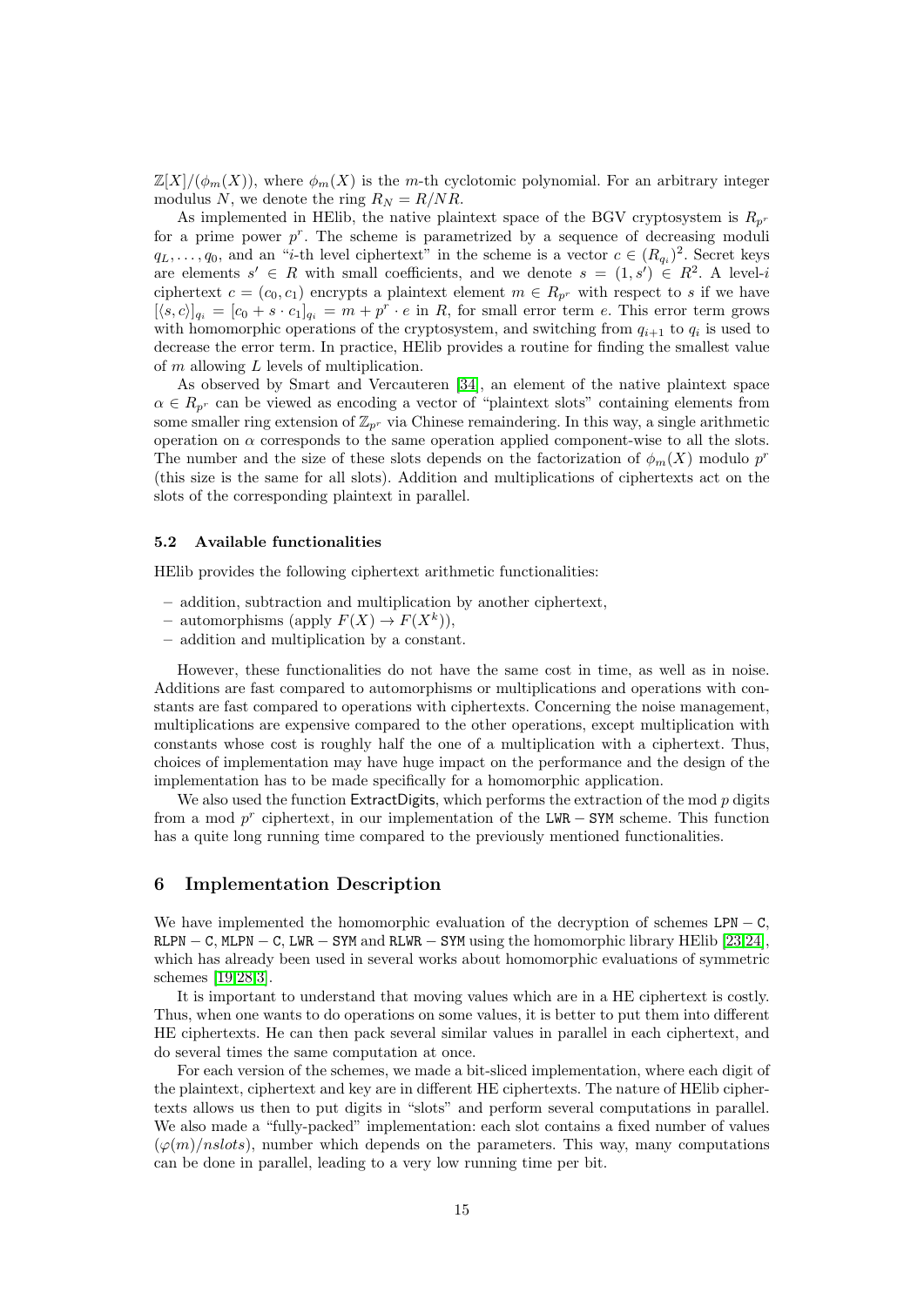$\mathbb{Z}[X]/(\phi_m(X))$, where $\phi_m(X)$ is the $m$-th cyclotomic polynomial. For an arbitrary integer modulus $N$, we denote the ring $R_N = R/NR$.

As implemented in HElib, the native plaintext space of the BGV cryptosystem is $R_{p^r}$ for a prime power $p^r$. The scheme is parametrized by a sequence of decreasing moduli $q_L, \ldots, q_0$, and an "$i$-th level ciphertext" in the scheme is a vector $c \in (R_{q_i})^2$. Secret keys are elements $s' \in R$ with small coefficients, and we denote $s = (1, s') \in R^2$. A level-$i$ ciphertext $c = (c_0, c_1)$ encrypts a plaintext element $m \in R_{p^r}$ with respect to $s$ if we have $[\langle s, c\rangle]_{q_i} = [c_0 + s \cdot c_1]_{q_i} = m + p^r \cdot e$ in $R$, for small error term $e$. This error term grows with homomorphic operations of the cryptosystem, and switching from $q_{i+1}$ to $q_i$ is used to decrease the error term. In practice, HElib provides a routine for finding the smallest value of $m$ allowing $L$ levels of multiplication.

As observed by Smart and Vercauteren [34], an element of the native plaintext space $\alpha \in R_{p^r}$ can be viewed as encoding a vector of "plaintext slots" containing elements from some smaller ring extension of $\mathbb{Z}_{p^r}$ via Chinese remaindering. In this way, a single arithmetic operation on $\alpha$ corresponds to the same operation applied component-wise to all the slots. The number and the size of these slots depends on the factorization of $\phi_m(X)$ modulo $p^r$ (this size is the same for all slots). Addition and multiplications of ciphertexts act on the slots of the corresponding plaintext in parallel.

### 5.2 Available functionalities

HElib provides the following ciphertext arithmetic functionalities:

- addition, subtraction and multiplication by another ciphertext,
- automorphisms (apply $F(X) \to F(X^k)$),
- addition and multiplication by a constant.

However, these functionalities do not have the same cost in time, as well as in noise. Additions are fast compared to automorphisms or multiplications and operations with constants are fast compared to operations with ciphertexts. Concerning the noise management, multiplications are expensive compared to the other operations, except multiplication with constants whose cost is roughly half the one of a multiplication with a ciphertext. Thus, choices of implementation may have huge impact on the performance and the design of the implementation has to be made specifically for a homomorphic application.

We also used the function ExtractDigits, which performs the extraction of the mod $p$ digits from a mod $p^r$ ciphertext, in our implementation of the $\mathtt{LWE-SYM}$ scheme. This function has a quite long running time compared to the previously mentioned functionalities.

## 6 Implementation Description

We have implemented the homomorphic evaluation of the decryption of schemes $\mathtt{LPN-C}$, $\mathtt{RLPN-C}$, $\mathtt{MLPN-C}$, $\mathtt{LWE-SYM}$ and $\mathtt{RLWE-SYM}$ using the homomorphic library HElib [23,24], which has already been used in several works about homomorphic evaluations of symmetric schemes [19,28,3].

It is important to understand that moving values which are in a HE ciphertext is costly. Thus, when one wants to do operations on some values, it is better to put them into different HE ciphertexts. He can then pack several similar values in parallel in each ciphertext, and do several times the same computation at once.

For each version of the schemes, we made a bit-sliced implementation, where each digit of the plaintext, ciphertext and key are in different HE ciphertexts. The nature of HElib ciphertexts allows us then to put digits in "slots" and perform several computations in parallel. We also made a "fully-packed" implementation: each slot contains a fixed number of values ($\varphi(m)/nslots$), number which depends on the parameters. This way, many computations can be done in parallel, leading to a very low running time per bit.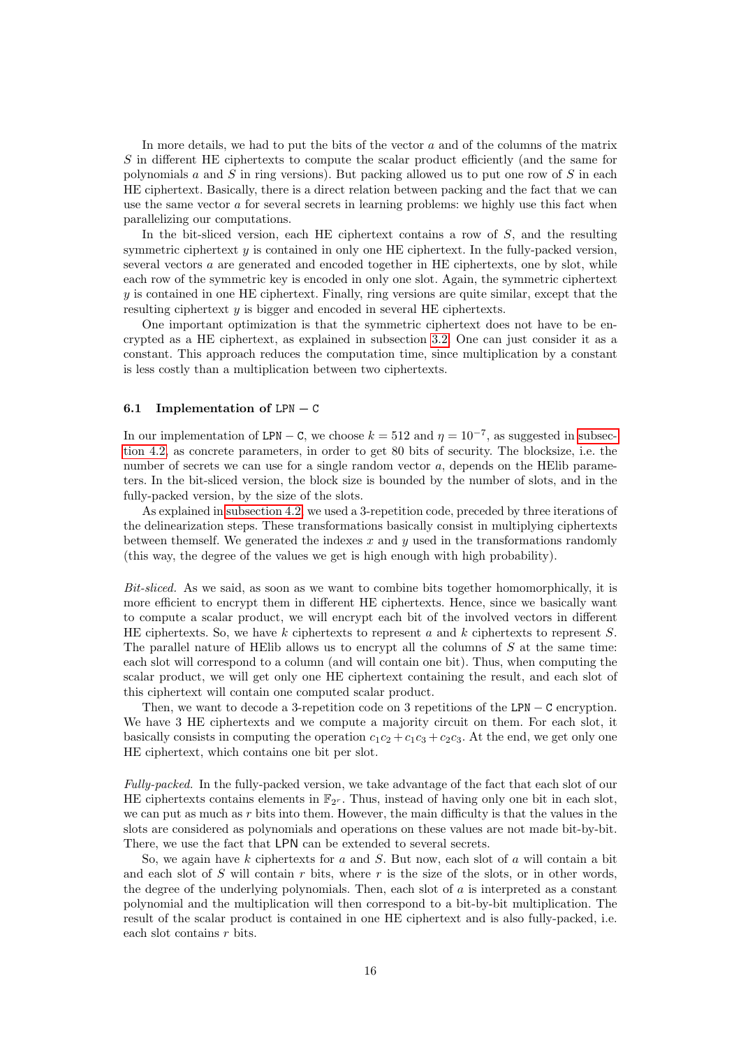In more details, we had to put the bits of the vector $a$ and of the columns of the matrix $S$ in different HE ciphertexts to compute the scalar product efficiently (and the same for polynomials $a$ and $S$ in ring versions). But packing allowed us to put one row of $S$ in each HE ciphertext. Basically, there is a direct relation between packing and the fact that we can use the same vector $a$ for several secrets in learning problems: we highly use this fact when parallelizing our computations.

In the bit-sliced version, each HE ciphertext contains a row of $S$, and the resulting symmetric ciphertext $y$ is contained in only one HE ciphertext. In the fully-packed version, several vectors $a$ are generated and encoded together in HE ciphertexts, one by slot, while each row of the symmetric key is encoded in only one slot. Again, the symmetric ciphertext $y$ is contained in one HE ciphertext. Finally, ring versions are quite similar, except that the resulting ciphertext $y$ is bigger and encoded in several HE ciphertexts.

One important optimization is that the symmetric ciphertext does not have to be encrypted as a HE ciphertext, as explained in subsection 3.2. One can just consider it as a constant. This approach reduces the computation time, since multiplication by a constant is less costly than a multiplication between two ciphertexts.

### 6.1 Implementation of $\mathtt{LPN-C}$

In our implementation of $\mathtt{LPN-C}$, we choose $k = 512$ and $\eta = 10^{-7}$, as suggested in subsection 4.2, as concrete parameters, in order to get 80 bits of security. The blocksize, i.e. the number of secrets we can use for a single random vector $a$, depends on the HElib parameters. In the bit-sliced version, the block size is bounded by the number of slots, and in the fully-packed version, by the size of the slots.

As explained in subsection 4.2, we used a 3-repetition code, preceded by three iterations of the delinearization steps. These transformations basically consist in multiplying ciphertexts between themself. We generated the indexes $x$ and $y$ used in the transformations randomly (this way, the degree of the values we get is high enough with high probability).

*Bit-sliced.* As we said, as soon as we want to combine bits together homomorphically, it is more efficient to encrypt them in different HE ciphertexts. Hence, since we basically want to compute a scalar product, we will encrypt each bit of the involved vectors in different HE ciphertexts. So, we have $k$ ciphertexts to represent $a$ and $k$ ciphertexts to represent $S$. The parallel nature of HElib allows us to encrypt all the columns of $S$ at the same time: each slot will correspond to a column (and will contain one bit). Thus, when computing the scalar product, we will get only one HE ciphertext containing the result, and each slot of this ciphertext will contain one computed scalar product.

Then, we want to decode a 3-repetition code on 3 repetitions of the $\mathtt{LPN-C}$ encryption. We have 3 HE ciphertexts and we compute a majority circuit on them. For each slot, it basically consists in computing the operation $c_1c_2 + c_1c_3 + c_2c_3$. At the end, we get only one HE ciphertext, which contains one bit per slot.

*Fully-packed.* In the fully-packed version, we take advantage of the fact that each slot of our HE ciphertexts contains elements in $\mathbb{F}_{2^r}$. Thus, instead of having only one bit in each slot, we can put as much as $r$ bits into them. However, the main difficulty is that the values in the slots are considered as polynomials and operations on these values are not made bit-by-bit. There, we use the fact that LPN can be extended to several secrets.

So, we again have $k$ ciphertexts for $a$ and $S$. But now, each slot of $a$ will contain a bit and each slot of $S$ will contain $r$ bits, where $r$ is the size of the slots, or in other words, the degree of the underlying polynomials. Then, each slot of $a$ is interpreted as a constant polynomial and the multiplication will then correspond to a bit-by-bit multiplication. The result of the scalar product is contained in one HE ciphertext and is also fully-packed, i.e. each slot contains $r$ bits.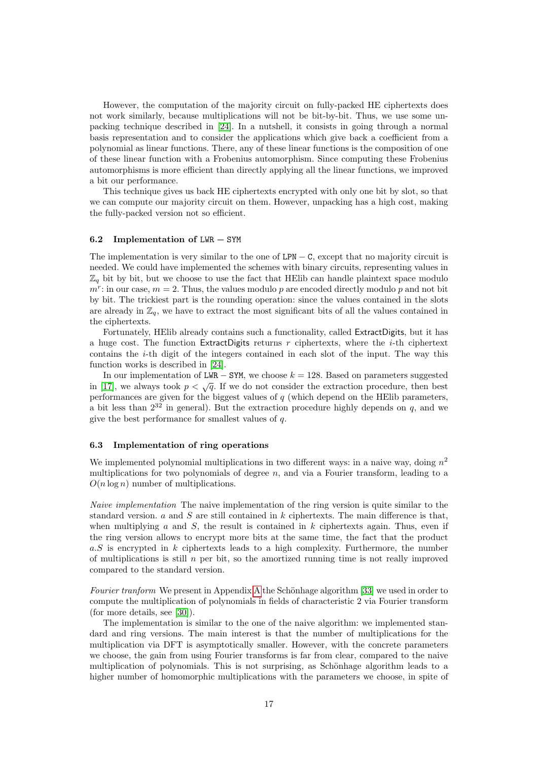However, the computation of the majority circuit on fully-packed HE ciphertexts does not work similarly, because multiplications will not be bit-by-bit. Thus, we use some unpacking technique described in [24]. In a nutshell, it consists in going through a normal basis representation and to consider the applications which give back a coefficient from a polynomial as linear functions. There, any of these linear functions is the composition of one of these linear function with a Frobenius automorphism. Since computing these Frobenius automorphisms is more efficient than directly applying all the linear functions, we improved a bit our performance.

This technique gives us back HE ciphertexts encrypted with only one bit by slot, so that we can compute our majority circuit on them. However, unpacking has a high cost, making the fully-packed version not so efficient.

### 6.2 Implementation of LWR − SYM

The implementation is very similar to the one of LPN − C, except that no majority circuit is needed. We could have implemented the schemes with binary circuits, representing values in $\mathbb{Z}_q$ bit by bit, but we choose to use the fact that HElib can handle plaintext space modulo $m^r$: in our case, $m = 2$. Thus, the values modulo $p$ are encoded directly modulo $p$ and not bit by bit. The trickiest part is the rounding operation: since the values contained in the slots are already in $\mathbb{Z}_q$, we have to extract the most significant bits of all the values contained in the ciphertexts.

Fortunately, HElib already contains such a functionality, called ExtractDigits, but it has a huge cost. The function ExtractDigits returns $r$ ciphertexts, where the $i$-th ciphertext contains the $i$-th digit of the integers contained in each slot of the input. The way this function works is described in [24].

In our implementation of LWR − SYM, we choose $k = 128$. Based on parameters suggested in [17], we always took $p < \sqrt{q}$. If we do not consider the extraction procedure, then best performances are given for the biggest values of $q$ (which depend on the HElib parameters, a bit less than $2^{32}$ in general). But the extraction procedure highly depends on $q$, and we give the best performance for smallest values of $q$.

### 6.3 Implementation of ring operations

We implemented polynomial multiplications in two different ways: in a naive way, doing $n^2$ multiplications for two polynomials of degree $n$, and via a Fourier transform, leading to a $O(n \log n)$ number of multiplications.

*Naive implementation* The naive implementation of the ring version is quite similar to the standard version. $a$ and $S$ are still contained in $k$ ciphertexts. The main difference is that, when multiplying $a$ and $S$, the result is contained in $k$ ciphertexts again. Thus, even if the ring version allows to encrypt more bits at the same time, the fact that the product $a.S$ is encrypted in $k$ ciphertexts leads to a high complexity. Furthermore, the number of multiplications is still $n$ per bit, so the amortized running time is not really improved compared to the standard version.

*Fourier tranform* We present in Appendix A the Schönhage algorithm [33] we used in order to compute the multiplication of polynomials in fields of characteristic 2 via Fourier transform (for more details, see [30]).

The implementation is similar to the one of the naive algorithm: we implemented standard and ring versions. The main interest is that the number of multiplications for the multiplication via DFT is asymptotically smaller. However, with the concrete parameters we choose, the gain from using Fourier transforms is far from clear, compared to the naive multiplication of polynomials. This is not surprising, as Schönhage algorithm leads to a higher number of homomorphic multiplications with the parameters we choose, in spite of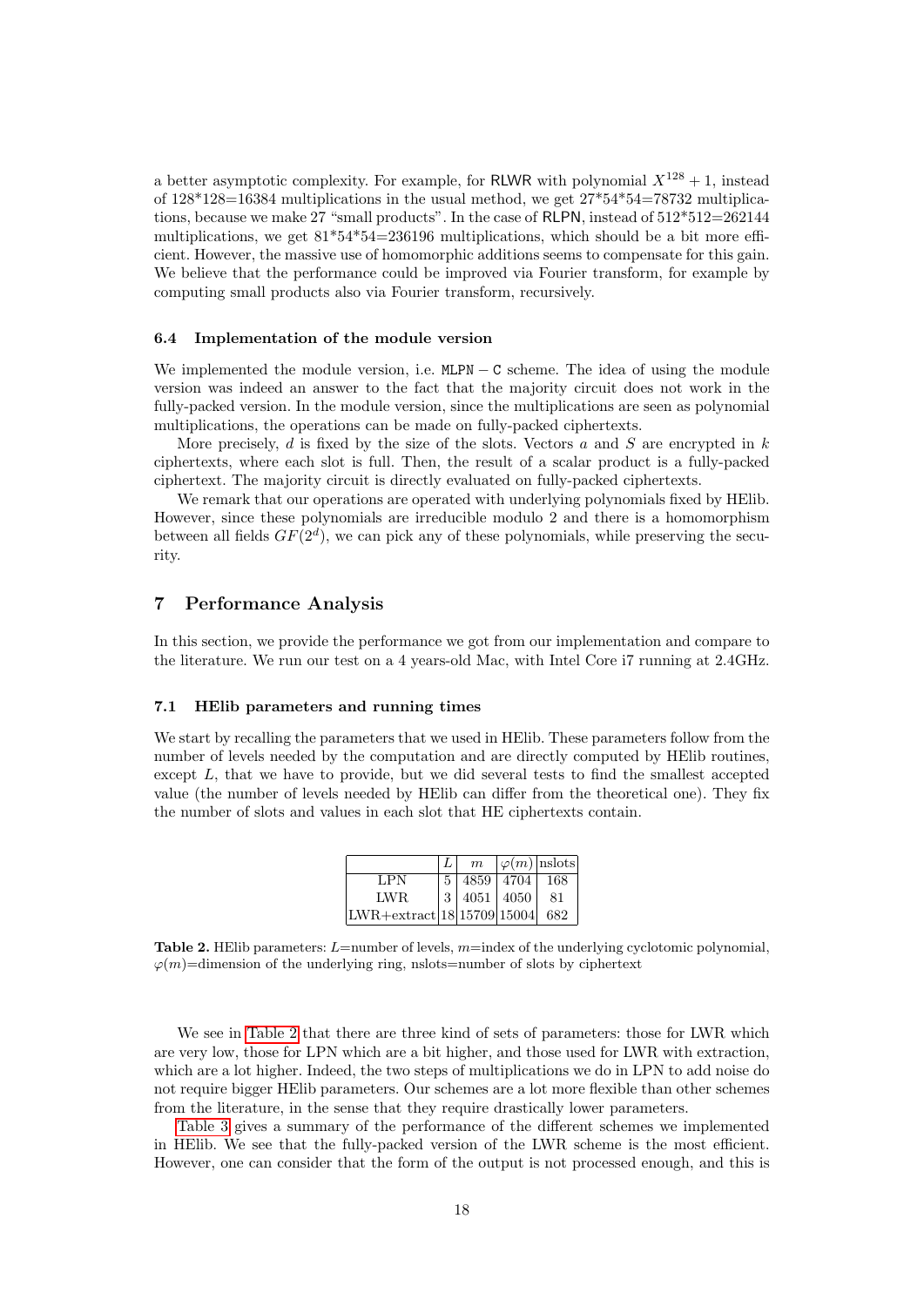a better asymptotic complexity. For example, for RLWR with polynomial $X^{128}+1$, instead of 128*128=16384 multiplications in the usual method, we get 27*54*54=78732 multiplications, because we make 27 "small products". In the case of RLPN, instead of 512*512=262144 multiplications, we get 81*54*54=236196 multiplications, which should be a bit more efficient. However, the massive use of homomorphic additions seems to compensate for this gain. We believe that the performance could be improved via Fourier transform, for example by computing small products also via Fourier transform, recursively.

### 6.4 Implementation of the module version

We implemented the module version, i.e. $\mathtt{MLPN-C}$ scheme. The idea of using the module version was indeed an answer to the fact that the majority circuit does not work in the fully-packed version. In the module version, since the multiplications are seen as polynomial multiplications, the operations can be made on fully-packed ciphertexts.

More precisely, $d$ is fixed by the size of the slots. Vectors $a$ and $S$ are encrypted in $k$ ciphertexts, where each slot is full. Then, the result of a scalar product is a fully-packed ciphertext. The majority circuit is directly evaluated on fully-packed ciphertexts.

We remark that our operations are operated with underlying polynomials fixed by HElib. However, since these polynomials are irreducible modulo 2 and there is a homomorphism between all fields $GF(2^d)$, we can pick any of these polynomials, while preserving the security.

## 7 Performance Analysis

In this section, we provide the performance we got from our implementation and compare to the literature. We run our test on a 4 years-old Mac, with Intel Core i7 running at 2.4GHz.

### 7.1 HElib parameters and running times

We start by recalling the parameters that we used in HElib. These parameters follow from the number of levels needed by the computation and are directly computed by HElib routines, except $L$, that we have to provide, but we did several tests to find the smallest accepted value (the number of levels needed by HElib can differ from the theoretical one). They fix the number of slots and values in each slot that HE ciphertexts contain.

| | $L$ | $m$ | $\varphi(m)$ | nslots |
|---|---|---|---|---|
| LPN | 5 | 4859 | 4704 | 168 |
| LWR | 3 | 4051 | 4050 | 81 |
| LWR+extract | 18 | 15709 | 15004 | 682 |

**Table 2.** HElib parameters: $L$=number of levels, $m$=index of the underlying cyclotomic polynomial, $\varphi(m)$=dimension of the underlying ring, nslots=number of slots by ciphertext

We see in Table 2 that there are three kind of sets of parameters: those for LWR which are very low, those for LPN which are a bit higher, and those used for LWR with extraction, which are a lot higher. Indeed, the two steps of multiplications we do in LPN to add noise do not require bigger HElib parameters. Our schemes are a lot more flexible than other schemes from the literature, in the sense that they require drastically lower parameters.

Table 3 gives a summary of the performance of the different schemes we implemented in HElib. We see that the fully-packed version of the LWR scheme is the most efficient. However, one can consider that the form of the output is not processed enough, and this is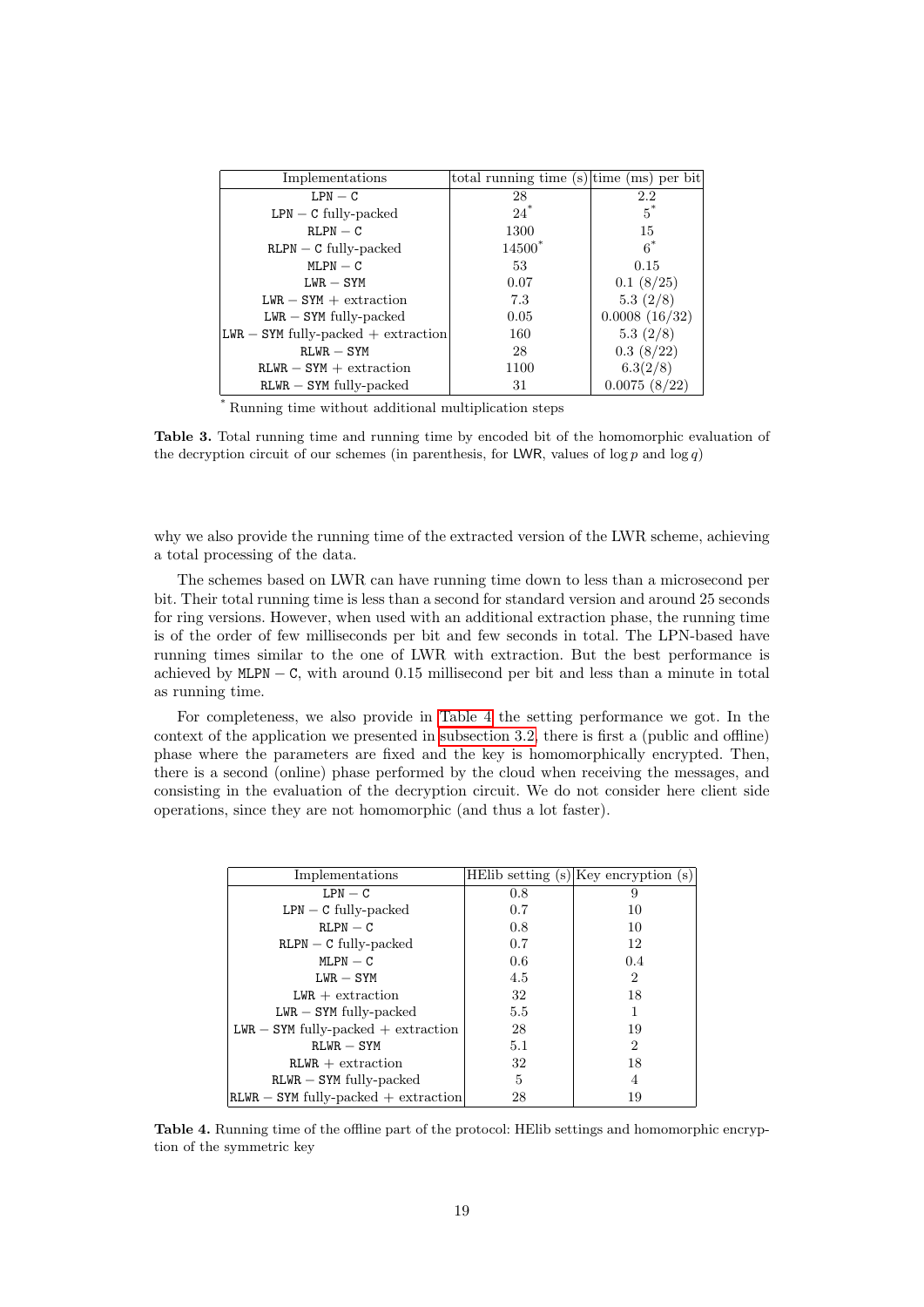| Implementations | total running time (s) | time (ms) per bit |
|---|---|---|
| $\mathtt{LPN-C}$ | 28 | 2.2 |
| $\mathtt{LPN-C}$ fully-packed | $24^{*}$ | $5^{*}$ |
| $\mathtt{RLPN-C}$ | 1300 | 15 |
| $\mathtt{RLPN-C}$ fully-packed | $14500^{*}$ | $6^{*}$ |
| $\mathtt{MLPN-C}$ | 53 | 0.15 |
| $\mathtt{LWR-SYM}$ | 0.07 | 0.1 (8/25) |
| $\mathtt{LWR-SYM}$ + extraction | 7.3 | 5.3 (2/8) |
| $\mathtt{LWR-SYM}$ fully-packed | 0.05 | 0.0008 (16/32) |
| $\mathtt{LWR-SYM}$ fully-packed + extraction | 160 | 5.3 (2/8) |
| $\mathtt{RLWR-SYM}$ | 28 | 0.3 (8/22) |
| $\mathtt{RLWR-SYM}$ + extraction | 1100 | 6.3(2/8) |
| $\mathtt{RLWR-SYM}$ fully-packed | 31 | 0.0075 (8/22) |

* Running time without additional multiplication steps

**Table 3.** Total running time and running time by encoded bit of the homomorphic evaluation of the decryption circuit of our schemes (in parenthesis, for LWR, values of $\log p$ and $\log q$)

why we also provide the running time of the extracted version of the LWR scheme, achieving a total processing of the data.

The schemes based on LWR can have running time down to less than a microsecond per bit. Their total running time is less than a second for standard version and around 25 seconds for ring versions. However, when used with an additional extraction phase, the running time is of the order of few milliseconds per bit and few seconds in total. The LPN-based have running times similar to the one of LWR with extraction. But the best performance is achieved by $\mathtt{MLPN-C}$, with around 0.15 millisecond per bit and less than a minute in total as running time.

For completeness, we also provide in Table 4 the setting performance we got. In the context of the application we presented in subsection 3.2, there is first a (public and offline) phase where the parameters are fixed and the key is homomorphically encrypted. Then, there is a second (online) phase performed by the cloud when receiving the messages, and consisting in the evaluation of the decryption circuit. We do not consider here client side operations, since they are not homomorphic (and thus a lot faster).

| Implementations | HElib setting (s) | Key encryption (s) |
|---|---|---|
| $\mathtt{LPN-C}$ | 0.8 | 9 |
| $\mathtt{LPN-C}$ fully-packed | 0.7 | 10 |
| $\mathtt{RLPN-C}$ | 0.8 | 10 |
| $\mathtt{RLPN-C}$ fully-packed | 0.7 | 12 |
| $\mathtt{MLPN-C}$ | 0.6 | 0.4 |
| $\mathtt{LWR-SYM}$ | 4.5 | 2 |
| $\mathtt{LWR}$ + extraction | 32 | 18 |
| $\mathtt{LWR-SYM}$ fully-packed | 5.5 | 1 |
| $\mathtt{LWR-SYM}$ fully-packed + extraction | 28 | 19 |
| $\mathtt{RLWR-SYM}$ | 5.1 | 2 |
| $\mathtt{RLWR}$ + extraction | 32 | 18 |
| $\mathtt{RLWR-SYM}$ fully-packed | 5 | 4 |
| $\mathtt{RLWR-SYM}$ fully-packed + extraction | 28 | 19 |

**Table 4.** Running time of the offline part of the protocol: HElib settings and homomorphic encryption of the symmetric key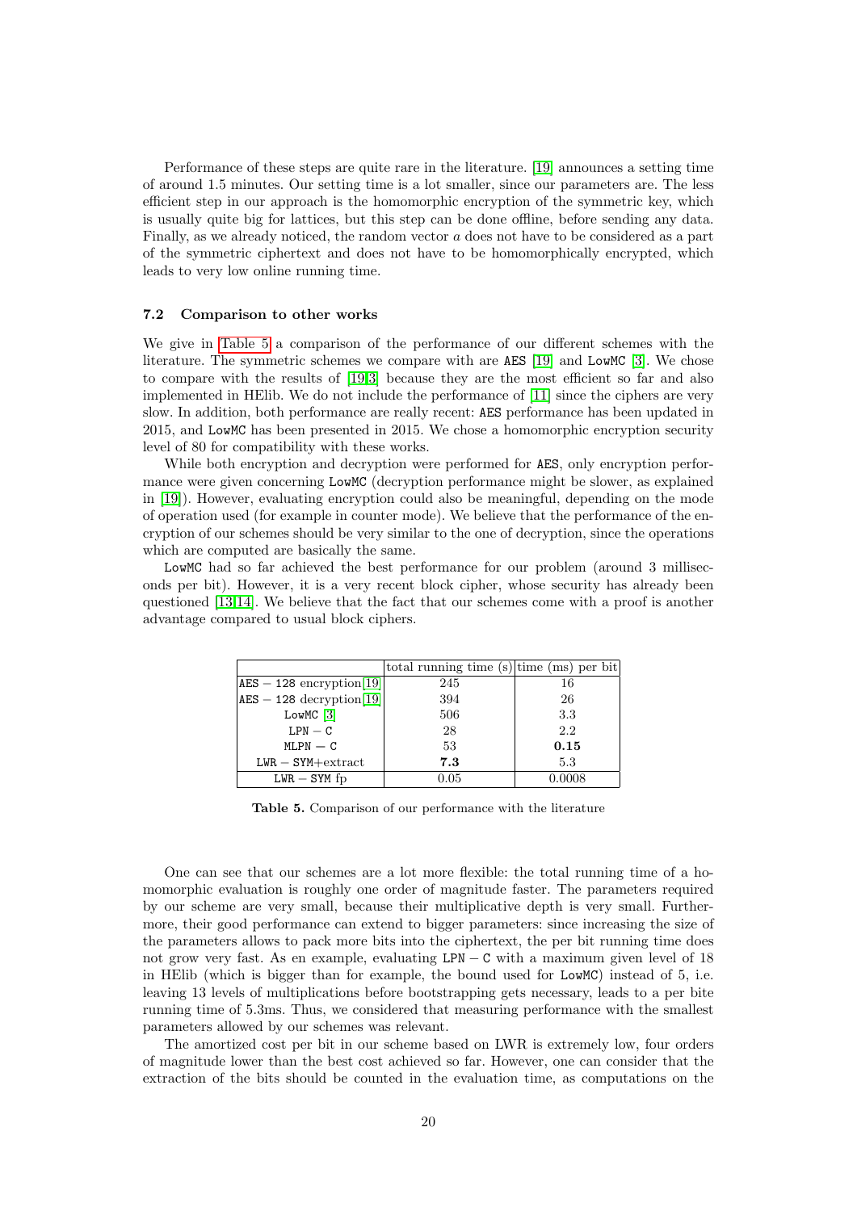Performance of these steps are quite rare in the literature. [19] announces a setting time of around 1.5 minutes. Our setting time is a lot smaller, since our parameters are. The less efficient step in our approach is the homomorphic encryption of the symmetric key, which is usually quite big for lattices, but this step can be done offline, before sending any data. Finally, as we already noticed, the random vector $a$ does not have to be considered as a part of the symmetric ciphertext and does not have to be homomorphically encrypted, which leads to very low online running time.

### 7.2 Comparison to other works

We give in Table 5 a comparison of the performance of our different schemes with the literature. The symmetric schemes we compare with are AES [19] and LowMC [3]. We chose to compare with the results of [19,3] because they are the most efficient so far and also implemented in HElib. We do not include the performance of [11] since the ciphers are very slow. In addition, both performance are really recent: AES performance has been updated in 2015, and LowMC has been presented in 2015. We chose a homomorphic encryption security level of 80 for compatibility with these works.

While both encryption and decryption were performed for AES, only encryption performance were given concerning LowMC (decryption performance might be slower, as explained in [19]). However, evaluating encryption could also be meaningful, depending on the mode of operation used (for example in counter mode). We believe that the performance of the encryption of our schemes should be very similar to the one of decryption, since the operations which are computed are basically the same.

LowMC had so far achieved the best performance for our problem (around 3 milliseconds per bit). However, it is a very recent block cipher, whose security has already been questioned [13,14]. We believe that the fact that our schemes come with a proof is another advantage compared to usual block ciphers.

| | total running time (s) | time (ms) per bit |
|---|---|---|
| AES − 128 encryption[19] | 245 | 16 |
| AES − 128 decryption[19] | 394 | 26 |
| LowMC [3] | 506 | 3.3 |
| LPN − C | 28 | 2.2 |
| MLPN − C | 53 | **0.15** |
| LWR − SYM+extract | **7.3** | 5.3 |
| LWR − SYM fp | 0.05 | 0.0008 |

**Table 5.** Comparison of our performance with the literature

One can see that our schemes are a lot more flexible: the total running time of a homomorphic evaluation is roughly one order of magnitude faster. The parameters required by our scheme are very small, because their multiplicative depth is very small. Furthermore, their good performance can extend to bigger parameters: since increasing the size of the parameters allows to pack more bits into the ciphertext, the per bit running time does not grow very fast. As en example, evaluating LPN − C with a maximum given level of 18 in HElib (which is bigger than for example, the bound used for LowMC) instead of 5, i.e. leaving 13 levels of multiplications before bootstrapping gets necessary, leads to a per bite running time of 5.3ms. Thus, we considered that measuring performance with the smallest parameters allowed by our schemes was relevant.

The amortized cost per bit in our scheme based on LWR is extremely low, four orders of magnitude lower than the best cost achieved so far. However, one can consider that the extraction of the bits should be counted in the evaluation time, as computations on the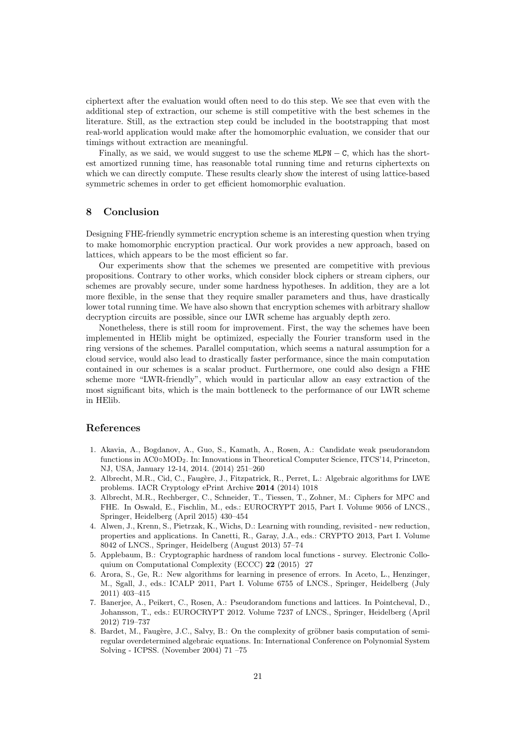ciphertext after the evaluation would often need to do this step. We see that even with the additional step of extraction, our scheme is still competitive with the best schemes in the literature. Still, as the extraction step could be included in the bootstrapping that most real-world application would make after the homomorphic evaluation, we consider that our timings without extraction are meaningful.

Finally, as we said, we would suggest to use the scheme $\mathtt{MLPN}-\mathtt{C}$, which has the shortest amortized running time, has reasonable total running time and returns ciphertexts on which we can directly compute. These results clearly show the interest of using lattice-based symmetric schemes in order to get efficient homomorphic evaluation.

## 8 Conclusion

Designing FHE-friendly symmetric encryption scheme is an interesting question when trying to make homomorphic encryption practical. Our work provides a new approach, based on lattices, which appears to be the most efficient so far.

Our experiments show that the schemes we presented are competitive with previous propositions. Contrary to other works, which consider block ciphers or stream ciphers, our schemes are provably secure, under some hardness hypotheses. In addition, they are a lot more flexible, in the sense that they require smaller parameters and thus, have drastically lower total running time. We have also shown that encryption schemes with arbitrary shallow decryption circuits are possible, since our LWR scheme has arguably depth zero.

Nonetheless, there is still room for improvement. First, the way the schemes have been implemented in HElib might be optimized, especially the Fourier transform used in the ring versions of the schemes. Parallel computation, which seems a natural assumption for a cloud service, would also lead to drastically faster performance, since the main computation contained in our schemes is a scalar product. Furthermore, one could also design a FHE scheme more "LWR-friendly", which would in particular allow an easy extraction of the most significant bits, which is the main bottleneck to the performance of our LWR scheme in HElib.

## References

1. Akavia, A., Bogdanov, A., Guo, S., Kamath, A., Rosen, A.: Candidate weak pseudorandom functions in AC0∘MOD$_2$. In: Innovations in Theoretical Computer Science, ITCS'14, Princeton, NJ, USA, January 12-14, 2014. (2014) 251–260
2. Albrecht, M.R., Cid, C., Faugère, J., Fitzpatrick, R., Perret, L.: Algebraic algorithms for LWE problems. IACR Cryptology ePrint Archive **2014** (2014) 1018
3. Albrecht, M.R., Rechberger, C., Schneider, T., Tiessen, T., Zohner, M.: Ciphers for MPC and FHE. In Oswald, E., Fischlin, M., eds.: EUROCRYPT 2015, Part I. Volume 9056 of LNCS., Springer, Heidelberg (April 2015) 430–454
4. Alwen, J., Krenn, S., Pietrzak, K., Wichs, D.: Learning with rounding, revisited - new reduction, properties and applications. In Canetti, R., Garay, J.A., eds.: CRYPTO 2013, Part I. Volume 8042 of LNCS., Springer, Heidelberg (August 2013) 57–74
5. Applebaum, B.: Cryptographic hardness of random local functions - survey. Electronic Colloquium on Computational Complexity (ECCC) **22** (2015) 27
6. Arora, S., Ge, R.: New algorithms for learning in presence of errors. In Aceto, L., Henzinger, M., Sgall, J., eds.: ICALP 2011, Part I. Volume 6755 of LNCS., Springer, Heidelberg (July 2011) 403–415
7. Banerjee, A., Peikert, C., Rosen, A.: Pseudorandom functions and lattices. In Pointcheval, D., Johansson, T., eds.: EUROCRYPT 2012. Volume 7237 of LNCS., Springer, Heidelberg (April 2012) 719–737
8. Bardet, M., Faugère, J.C., Salvy, B.: On the complexity of gröbner basis computation of semi-regular overdetermined algebraic equations. In: International Conference on Polynomial System Solving - ICPSS. (November 2004) 71 –75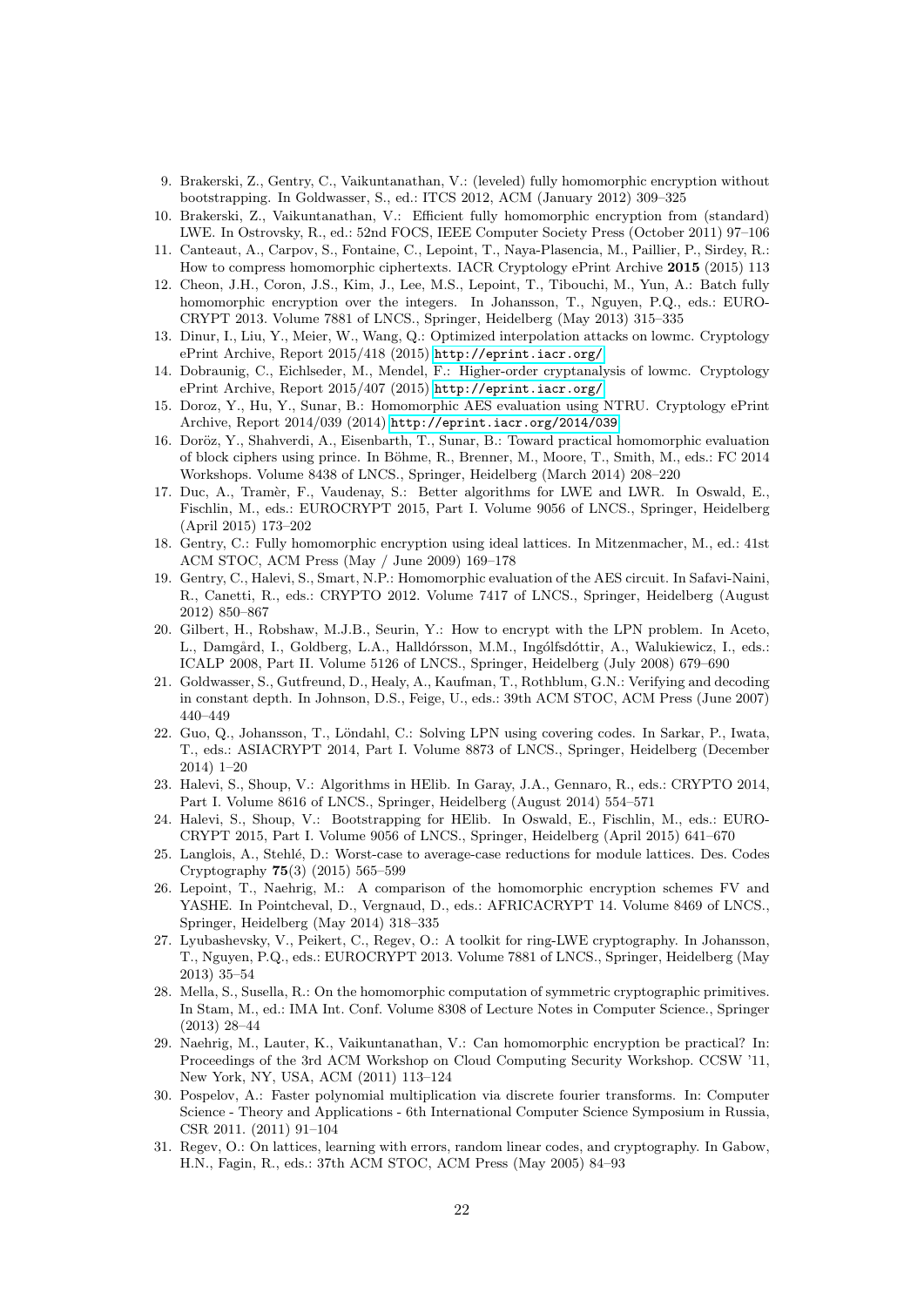9. Brakerski, Z., Gentry, C., Vaikuntanathan, V.: (leveled) fully homomorphic encryption without bootstrapping. In Goldwasser, S., ed.: ITCS 2012, ACM (January 2012) 309–325
10. Brakerski, Z., Vaikuntanathan, V.: Efficient fully homomorphic encryption from (standard) LWE. In Ostrovsky, R., ed.: 52nd FOCS, IEEE Computer Society Press (October 2011) 97–106
11. Canteaut, A., Carpov, S., Fontaine, C., Lepoint, T., Naya-Plasencia, M., Paillier, P., Sirdey, R.: How to compress homomorphic ciphertexts. IACR Cryptology ePrint Archive **2015** (2015) 113
12. Cheon, J.H., Coron, J.S., Kim, J., Lee, M.S., Lepoint, T., Tibouchi, M., Yun, A.: Batch fully homomorphic encryption over the integers. In Johansson, T., Nguyen, P.Q., eds.: EUROCRYPT 2013. Volume 7881 of LNCS., Springer, Heidelberg (May 2013) 315–335
13. Dinur, I., Liu, Y., Meier, W., Wang, Q.: Optimized interpolation attacks on lowmc. Cryptology ePrint Archive, Report 2015/418 (2015) `http://eprint.iacr.org/`
14. Dobraunig, C., Eichlseder, M., Mendel, F.: Higher-order cryptanalysis of lowmc. Cryptology ePrint Archive, Report 2015/407 (2015) `http://eprint.iacr.org/`
15. Doroz, Y., Hu, Y., Sunar, B.: Homomorphic AES evaluation using NTRU. Cryptology ePrint Archive, Report 2014/039 (2014) `http://eprint.iacr.org/2014/039`
16. Doröz, Y., Shahverdi, A., Eisenbarth, T., Sunar, B.: Toward practical homomorphic evaluation of block ciphers using prince. In Böhme, R., Brenner, M., Moore, T., Smith, M., eds.: FC 2014 Workshops. Volume 8438 of LNCS., Springer, Heidelberg (March 2014) 208–220
17. Duc, A., Tramèr, F., Vaudenay, S.: Better algorithms for LWE and LWR. In Oswald, E., Fischlin, M., eds.: EUROCRYPT 2015, Part I. Volume 9056 of LNCS., Springer, Heidelberg (April 2015) 173–202
18. Gentry, C.: Fully homomorphic encryption using ideal lattices. In Mitzenmacher, M., ed.: 41st ACM STOC, ACM Press (May / June 2009) 169–178
19. Gentry, C., Halevi, S., Smart, N.P.: Homomorphic evaluation of the AES circuit. In Safavi-Naini, R., Canetti, R., eds.: CRYPTO 2012. Volume 7417 of LNCS., Springer, Heidelberg (August 2012) 850–867
20. Gilbert, H., Robshaw, M.J.B., Seurin, Y.: How to encrypt with the LPN problem. In Aceto, L., Damgård, I., Goldberg, L.A., Halldórsson, M.M., Ingólfsdóttir, A., Walukiewicz, I., eds.: ICALP 2008, Part II. Volume 5126 of LNCS., Springer, Heidelberg (July 2008) 679–690
21. Goldwasser, S., Gutfreund, D., Healy, A., Kaufman, T., Rothblum, G.N.: Verifying and decoding in constant depth. In Johnson, D.S., Feige, U., eds.: 39th ACM STOC, ACM Press (June 2007) 440–449
22. Guo, Q., Johansson, T., Löndahl, C.: Solving LPN using covering codes. In Sarkar, P., Iwata, T., eds.: ASIACRYPT 2014, Part I. Volume 8873 of LNCS., Springer, Heidelberg (December 2014) 1–20
23. Halevi, S., Shoup, V.: Algorithms in HElib. In Garay, J.A., Gennaro, R., eds.: CRYPTO 2014, Part I. Volume 8616 of LNCS., Springer, Heidelberg (August 2014) 554–571
24. Halevi, S., Shoup, V.: Bootstrapping for HElib. In Oswald, E., Fischlin, M., eds.: EUROCRYPT 2015, Part I. Volume 9056 of LNCS., Springer, Heidelberg (April 2015) 641–670
25. Langlois, A., Stehlé, D.: Worst-case to average-case reductions for module lattices. Des. Codes Cryptography **75**(3) (2015) 565–599
26. Lepoint, T., Naehrig, M.: A comparison of the homomorphic encryption schemes FV and YASHE. In Pointcheval, D., Vergnaud, D., eds.: AFRICACRYPT 14. Volume 8469 of LNCS., Springer, Heidelberg (May 2014) 318–335
27. Lyubashevsky, V., Peikert, C., Regev, O.: A toolkit for ring-LWE cryptography. In Johansson, T., Nguyen, P.Q., eds.: EUROCRYPT 2013. Volume 7881 of LNCS., Springer, Heidelberg (May 2013) 35–54
28. Mella, S., Susella, R.: On the homomorphic computation of symmetric cryptographic primitives. In Stam, M., ed.: IMA Int. Conf. Volume 8308 of Lecture Notes in Computer Science., Springer (2013) 28–44
29. Naehrig, M., Lauter, K., Vaikuntanathan, V.: Can homomorphic encryption be practical? In: Proceedings of the 3rd ACM Workshop on Cloud Computing Security Workshop. CCSW '11, New York, NY, USA, ACM (2011) 113–124
30. Pospelov, A.: Faster polynomial multiplication via discrete fourier transforms. In: Computer Science - Theory and Applications - 6th International Computer Science Symposium in Russia, CSR 2011. (2011) 91–104
31. Regev, O.: On lattices, learning with errors, random linear codes, and cryptography. In Gabow, H.N., Fagin, R., eds.: 37th ACM STOC, ACM Press (May 2005) 84–93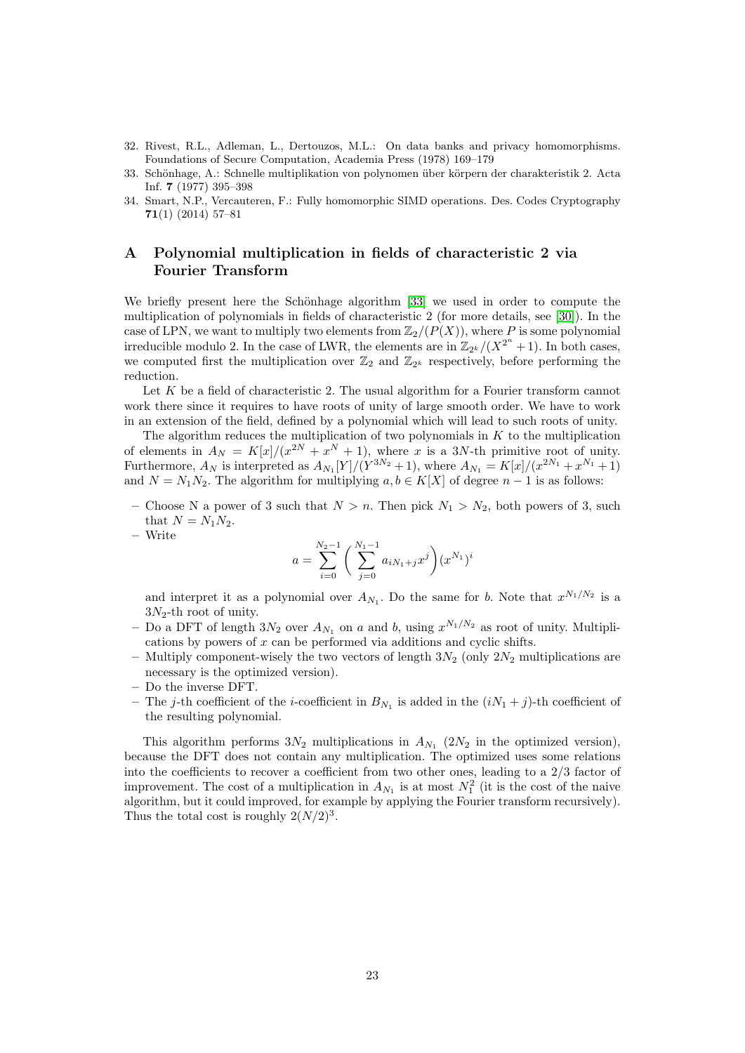32. Rivest, R.L., Adleman, L., Dertouzos, M.L.: On data banks and privacy homomorphisms. Foundations of Secure Computation, Academia Press (1978) 169–179
33. Schönhage, A.: Schnelle multiplikation von polynomen über körpern der charakteristik 2. Acta Inf. **7** (1977) 395–398
34. Smart, N.P., Vercauteren, F.: Fully homomorphic SIMD operations. Des. Codes Cryptography **71**(1) (2014) 57–81

## A Polynomial multiplication in fields of characteristic 2 via Fourier Transform

We briefly present here the Schönhage algorithm [33] we used in order to compute the multiplication of polynomials in fields of characteristic 2 (for more details, see [30]). In the case of LPN, we want to multiply two elements from $\mathbb{Z}_2/(P(X))$, where $P$ is some polynomial irreducible modulo 2. In the case of LWR, the elements are in $\mathbb{Z}_{2^k}/(X^{2^n}+1)$. In both cases, we computed first the multiplication over $\mathbb{Z}_2$ and $\mathbb{Z}_{2^k}$ respectively, before performing the reduction.

Let $K$ be a field of characteristic 2. The usual algorithm for a Fourier transform cannot work there since it requires to have roots of unity of large smooth order. We have to work in an extension of the field, defined by a polynomial which will lead to such roots of unity.

The algorithm reduces the multiplication of two polynomials in $K$ to the multiplication of elements in $A_N = K[x]/(x^{2N}+x^N+1)$, where $x$ is a $3N$-th primitive root of unity. Furthermore, $A_N$ is interpreted as $A_{N_1}[Y]/(Y^{3N_2}+1)$, where $A_{N_1} = K[x]/(x^{2N_1}+x^{N_1}+1)$ and $N = N_1N_2$. The algorithm for multiplying $a, b \in K[X]$ of degree $n-1$ is as follows:

– Choose N a power of 3 such that $N > n$. Then pick $N_1 > N_2$, both powers of 3, such that $N = N_1N_2$.
– Write

$$a = \sum_{i=0}^{N_2-1}\Big(\sum_{j=0}^{N_1-1} a_{iN_1+j}x^j\Big)(x^{N_1})^i$$

and interpret it as a polynomial over $A_{N_1}$. Do the same for $b$. Note that $x^{N_1/N_2}$ is a $3N_2$-th root of unity.
– Do a DFT of length $3N_2$ over $A_{N_1}$ on $a$ and $b$, using $x^{N_1/N_2}$ as root of unity. Multiplications by powers of $x$ can be performed via additions and cyclic shifts.
– Multiply component-wisely the two vectors of length $3N_2$ (only $2N_2$ multiplications are necessary is the optimized version).
– Do the inverse DFT.
– The $j$-th coefficient of the $i$-coefficient in $B_{N_1}$ is added in the $(iN_1+j)$-th coefficient of the resulting polynomial.

This algorithm performs $3N_2$ multiplications in $A_{N_1}$ ($2N_2$ in the optimized version), because the DFT does not contain any multiplication. The optimized uses some relations into the coefficients to recover a coefficient from two other ones, leading to a 2/3 factor of improvement. The cost of a multiplication in $A_{N_1}$ is at most $N_1^2$ (it is the cost of the naive algorithm, but it could improved, for example by applying the Fourier transform recursively). Thus the total cost is roughly $2(N/2)^3$.